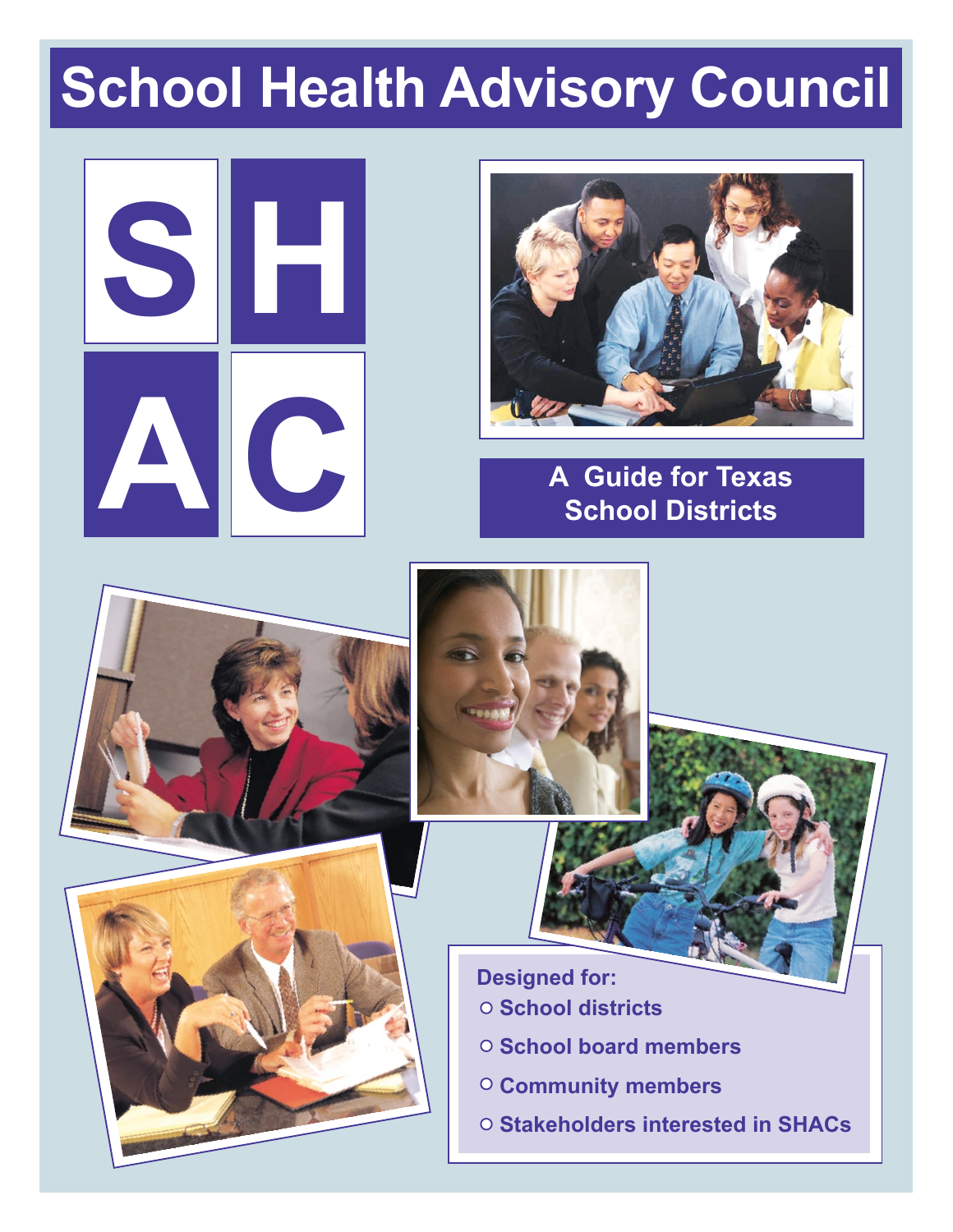# School Health Advisory Council

S H
A C

A Guide for Texas School Districts

**Designed for:**

- School districts
- School board members
- Community members
- Stakeholders interested in SHACs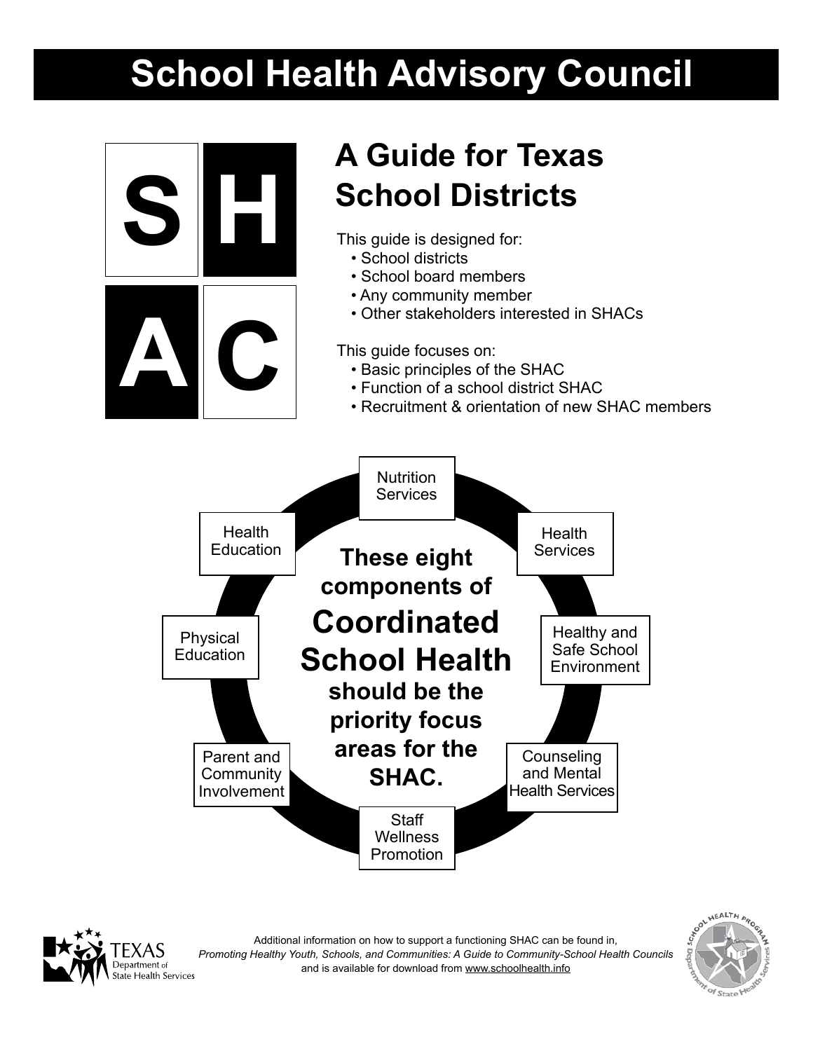# School Health Advisory Council

**S H A C**

## A Guide for Texas School Districts

This guide is designed for:

- School districts
- School board members
- Any community member
- Other stakeholders interested in SHACs

This guide focuses on:

- Basic principles of the SHAC
- Function of a school district SHAC
- Recruitment & orientation of new SHAC members

**These eight components of Coordinated School Health should be the priority focus areas for the SHAC.**

- Nutrition Services
- Health Services
- Healthy and Safe School Environment
- Counseling and Mental Health Services
- Staff Wellness Promotion
- Parent and Community Involvement
- Physical Education
- Health Education

Additional information on how to support a functioning SHAC can be found in, *Promoting Healthy Youth, Schools, and Communities: A Guide to Community-School Health Councils* and is available for download from www.schoolhealth.info

TEXAS Department of State Health Services

School Health Program Department of State Health Services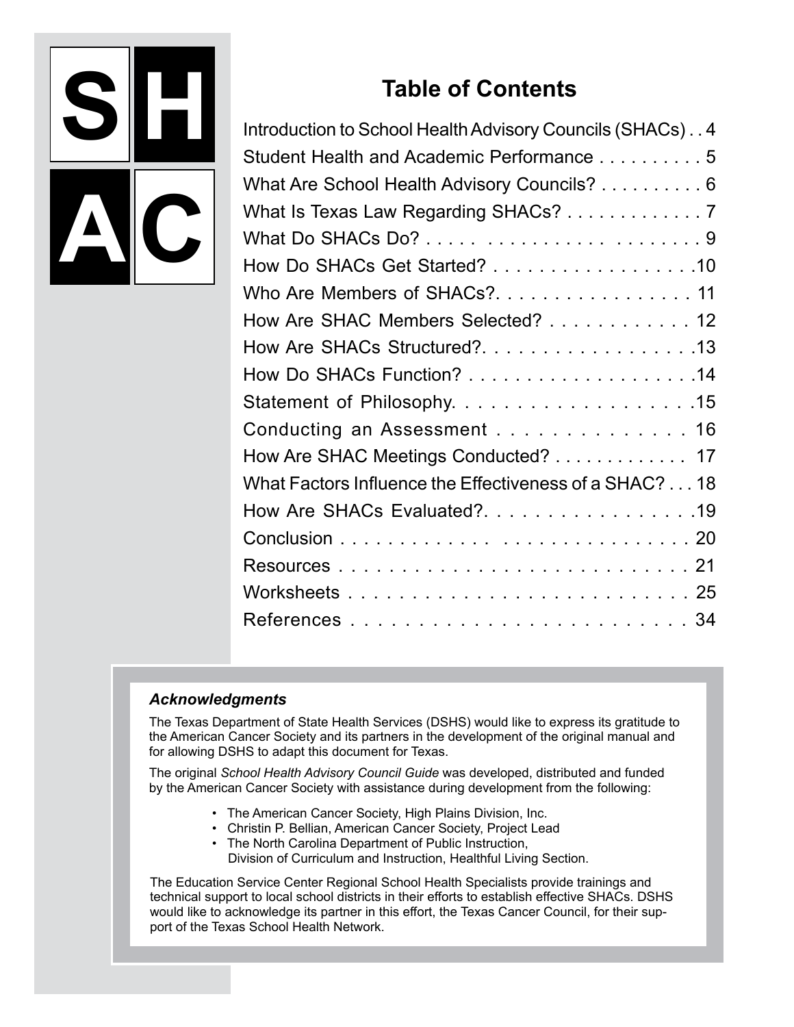S H A C

## Table of Contents

| | |
|---|---|
| Introduction to School Health Advisory Councils (SHACs) | 4 |
| Student Health and Academic Performance | 5 |
| What Are School Health Advisory Councils? | 6 |
| What Is Texas Law Regarding SHACs? | 7 |
| What Do SHACs Do? | 9 |
| How Do SHACs Get Started? | 10 |
| Who Are Members of SHACs? | 11 |
| How Are SHAC Members Selected? | 12 |
| How Are SHACs Structured? | 13 |
| How Do SHACs Function? | 14 |
| Statement of Philosophy | 15 |
| Conducting an Assessment | 16 |
| How Are SHAC Meetings Conducted? | 17 |
| What Factors Influence the Effectiveness of a SHAC? | 18 |
| How Are SHACs Evaluated? | 19 |
| Conclusion | 20 |
| Resources | 21 |
| Worksheets | 25 |
| References | 34 |

***Acknowledgments***

The Texas Department of State Health Services (DSHS) would like to express its gratitude to the American Cancer Society and its partners in the development of the original manual and for allowing DSHS to adapt this document for Texas.

The original *School Health Advisory Council Guide* was developed, distributed and funded by the American Cancer Society with assistance during development from the following:

- The American Cancer Society, High Plains Division, Inc.
- Christin P. Bellian, American Cancer Society, Project Lead
- The North Carolina Department of Public Instruction, Division of Curriculum and Instruction, Healthful Living Section.

The Education Service Center Regional School Health Specialists provide trainings and technical support to local school districts in their efforts to establish effective SHACs. DSHS would like to acknowledge its partner in this effort, the Texas Cancer Council, for their support of the Texas School Health Network.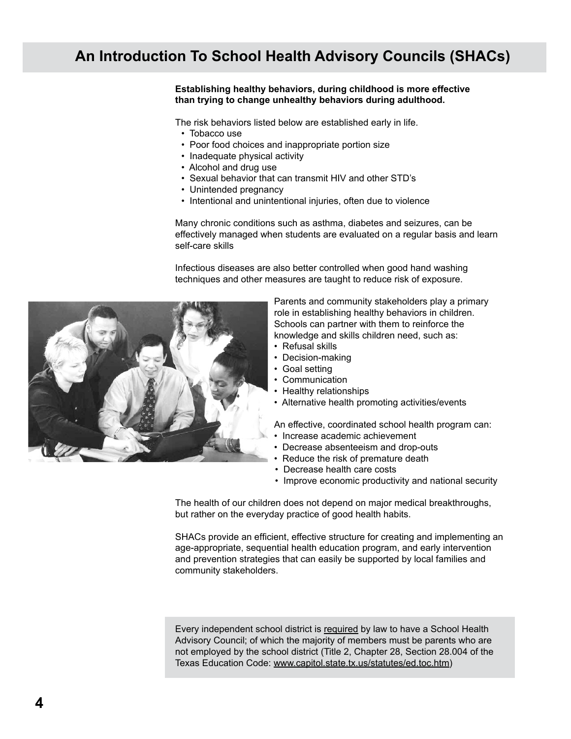# An Introduction To School Health Advisory Councils (SHACs)

**Establishing healthy behaviors, during childhood is more effective than trying to change unhealthy behaviors during adulthood.**

The risk behaviors listed below are established early in life.

- Tobacco use
- Poor food choices and inappropriate portion size
- Inadequate physical activity
- Alcohol and drug use
- Sexual behavior that can transmit HIV and other STD's
- Unintended pregnancy
- Intentional and unintentional injuries, often due to violence

Many chronic conditions such as asthma, diabetes and seizures, can be effectively managed when students are evaluated on a regular basis and learn self-care skills

Infectious diseases are also better controlled when good hand washing techniques and other measures are taught to reduce risk of exposure.

Parents and community stakeholders play a primary role in establishing healthy behaviors in children. Schools can partner with them to reinforce the knowledge and skills children need, such as:

- Refusal skills
- Decision-making
- Goal setting
- Communication
- Healthy relationships
- Alternative health promoting activities/events

An effective, coordinated school health program can:

- Increase academic achievement
- Decrease absenteeism and drop-outs
- Reduce the risk of premature death
- Decrease health care costs
- Improve economic productivity and national security

The health of our children does not depend on major medical breakthroughs, but rather on the everyday practice of good health habits.

SHACs provide an efficient, effective structure for creating and implementing an age-appropriate, sequential health education program, and early intervention and prevention strategies that can easily be supported by local families and community stakeholders.

Every independent school district is required by law to have a School Health Advisory Council; of which the majority of members must be parents who are not employed by the school district (Title 2, Chapter 28, Section 28.004 of the Texas Education Code: www.capitol.state.tx.us/statutes/ed.toc.htm)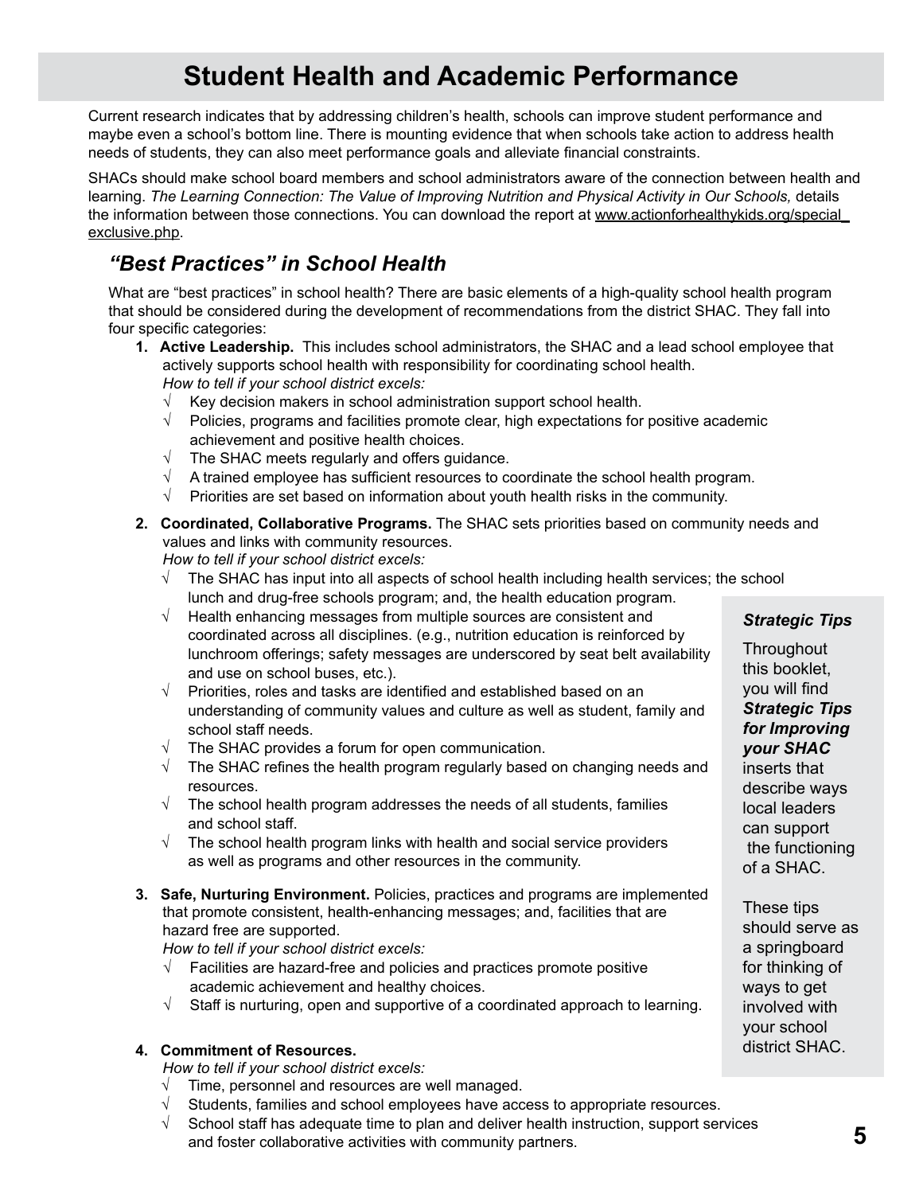# Student Health and Academic Performance

Current research indicates that by addressing children's health, schools can improve student performance and maybe even a school's bottom line. There is mounting evidence that when schools take action to address health needs of students, they can also meet performance goals and alleviate financial constraints.

SHACs should make school board members and school administrators aware of the connection between health and learning. *The Learning Connection: The Value of Improving Nutrition and Physical Activity in Our Schools,* details the information between those connections. You can download the report at www.actionforhealthykids.org/special_exclusive.php.

## *"Best Practices" in School Health*

What are "best practices" in school health? There are basic elements of a high-quality school health program that should be considered during the development of recommendations from the district SHAC. They fall into four specific categories:

1. **Active Leadership.** This includes school administrators, the SHAC and a lead school employee that actively supports school health with responsibility for coordinating school health.
   *How to tell if your school district excels:*
   - √ Key decision makers in school administration support school health.
   - √ Policies, programs and facilities promote clear, high expectations for positive academic achievement and positive health choices.
   - √ The SHAC meets regularly and offers guidance.
   - √ A trained employee has sufficient resources to coordinate the school health program.
   - √ Priorities are set based on information about youth health risks in the community.

2. **Coordinated, Collaborative Programs.** The SHAC sets priorities based on community needs and values and links with community resources.
   *How to tell if your school district excels:*
   - √ The SHAC has input into all aspects of school health including health services; the school lunch and drug-free schools program; and, the health education program.
   - √ Health enhancing messages from multiple sources are consistent and coordinated across all disciplines. (e.g., nutrition education is reinforced by lunchroom offerings; safety messages are underscored by seat belt availability and use on school buses, etc.).
   - √ Priorities, roles and tasks are identified and established based on an understanding of community values and culture as well as student, family and school staff needs.
   - √ The SHAC provides a forum for open communication.
   - √ The SHAC refines the health program regularly based on changing needs and resources.
   - √ The school health program addresses the needs of all students, families and school staff.
   - √ The school health program links with health and social service providers as well as programs and other resources in the community.

3. **Safe, Nurturing Environment.** Policies, practices and programs are implemented that promote consistent, health-enhancing messages; and, facilities that are hazard free are supported.
   *How to tell if your school district excels:*
   - √ Facilities are hazard-free and policies and practices promote positive academic achievement and healthy choices.
   - √ Staff is nurturing, open and supportive of a coordinated approach to learning.

4. **Commitment of Resources.**
   *How to tell if your school district excels:*
   - √ Time, personnel and resources are well managed.
   - √ Students, families and school employees have access to appropriate resources.
   - √ School staff has adequate time to plan and deliver health instruction, support services and foster collaborative activities with community partners.

> ***Strategic Tips***
>
> Throughout this booklet, you will find ***Strategic Tips for Improving your SHAC*** inserts that describe ways local leaders can support the functioning of a SHAC.
>
> These tips should serve as a springboard for thinking of ways to get involved with your school district SHAC.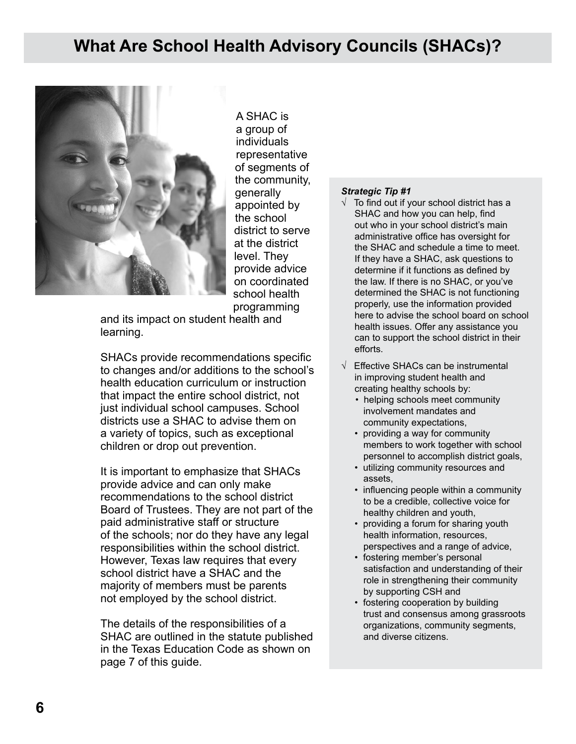# What Are School Health Advisory Councils (SHACs)?

A SHAC is a group of individuals representative of segments of the community, generally appointed by the school district to serve at the district level. They provide advice on coordinated school health programming and its impact on student health and learning.

SHACs provide recommendations specific to changes and/or additions to the school's health education curriculum or instruction that impact the entire school district, not just individual school campuses. School districts use a SHAC to advise them on a variety of topics, such as exceptional children or drop out prevention.

It is important to emphasize that SHACs provide advice and can only make recommendations to the school district Board of Trustees. They are not part of the paid administrative staff or structure of the schools; nor do they have any legal responsibilities within the school district. However, Texas law requires that every school district have a SHAC and the majority of members must be parents not employed by the school district.

The details of the responsibilities of a SHAC are outlined in the statute published in the Texas Education Code as shown on page 7 of this guide.

***Strategic Tip #1***

√ To find out if your school district has a SHAC and how you can help, find out who in your school district's main administrative office has oversight for the SHAC and schedule a time to meet. If they have a SHAC, ask questions to determine if it functions as defined by the law. If there is no SHAC, or you've determined the SHAC is not functioning properly, use the information provided here to advise the school board on school health issues. Offer any assistance you can to support the school district in their efforts.

√ Effective SHACs can be instrumental in improving student health and creating healthy schools by:

- helping schools meet community involvement mandates and community expectations,
- providing a way for community members to work together with school personnel to accomplish district goals,
- utilizing community resources and assets,
- influencing people within a community to be a credible, collective voice for healthy children and youth,
- providing a forum for sharing youth health information, resources, perspectives and a range of advice,
- fostering member's personal satisfaction and understanding of their role in strengthening their community by supporting CSH and
- fostering cooperation by building trust and consensus among grassroots organizations, community segments, and diverse citizens.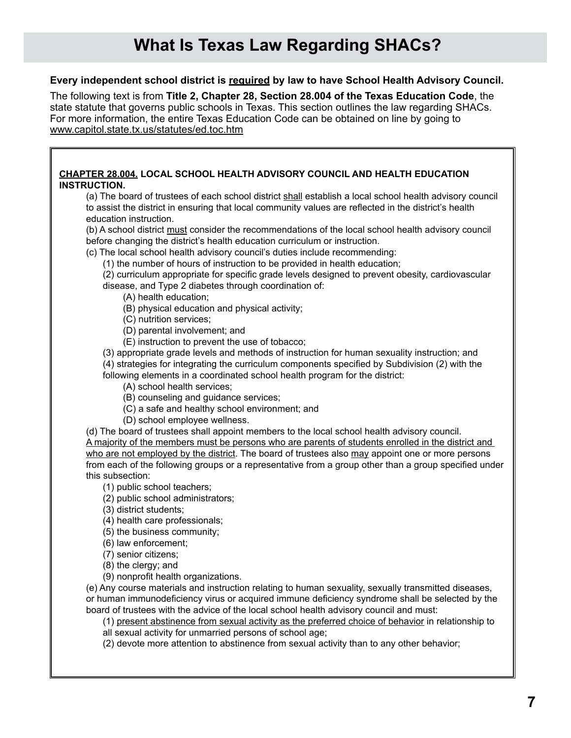# What Is Texas Law Regarding SHACs?

**Every independent school district is <u>required</u> by law to have School Health Advisory Council.**

The following text is from **Title 2, Chapter 28, Section 28.004 of the Texas Education Code**, the state statute that governs public schools in Texas. This section outlines the law regarding SHACs. For more information, the entire Texas Education Code can be obtained on line by going to <u>www.capitol.state.tx.us/statutes/ed.toc.htm</u>

**<u>CHAPTER 28.004.</u> LOCAL SCHOOL HEALTH ADVISORY COUNCIL AND HEALTH EDUCATION INSTRUCTION.**

(a) The board of trustees of each school district <u>shall</u> establish a local school health advisory council to assist the district in ensuring that local community values are reflected in the district's health education instruction.

(b) A school district <u>must</u> consider the recommendations of the local school health advisory council before changing the district's health education curriculum or instruction.

(c) The local school health advisory council's duties include recommending:

- (1) the number of hours of instruction to be provided in health education;
- (2) curriculum appropriate for specific grade levels designed to prevent obesity, cardiovascular disease, and Type 2 diabetes through coordination of:
  - (A) health education;
  - (B) physical education and physical activity;
  - (C) nutrition services;
  - (D) parental involvement; and
  - (E) instruction to prevent the use of tobacco;
- (3) appropriate grade levels and methods of instruction for human sexuality instruction; and
- (4) strategies for integrating the curriculum components specified by Subdivision (2) with the following elements in a coordinated school health program for the district:
  - (A) school health services;
  - (B) counseling and guidance services;
  - (C) a safe and healthy school environment; and
  - (D) school employee wellness.

(d) The board of trustees shall appoint members to the local school health advisory council. <u>A majority of the members must be persons who are parents of students enrolled in the district and who are not employed by the district</u>. The board of trustees also <u>may</u> appoint one or more persons from each of the following groups or a representative from a group other than a group specified under this subsection:

- (1) public school teachers;
- (2) public school administrators;
- (3) district students;
- (4) health care professionals;
- (5) the business community;
- (6) law enforcement;
- (7) senior citizens;
- (8) the clergy; and
- (9) nonprofit health organizations.

(e) Any course materials and instruction relating to human sexuality, sexually transmitted diseases, or human immunodeficiency virus or acquired immune deficiency syndrome shall be selected by the board of trustees with the advice of the local school health advisory council and must:

- (1) <u>present abstinence from sexual activity as the preferred choice of behavior</u> in relationship to all sexual activity for unmarried persons of school age;
- (2) devote more attention to abstinence from sexual activity than to any other behavior;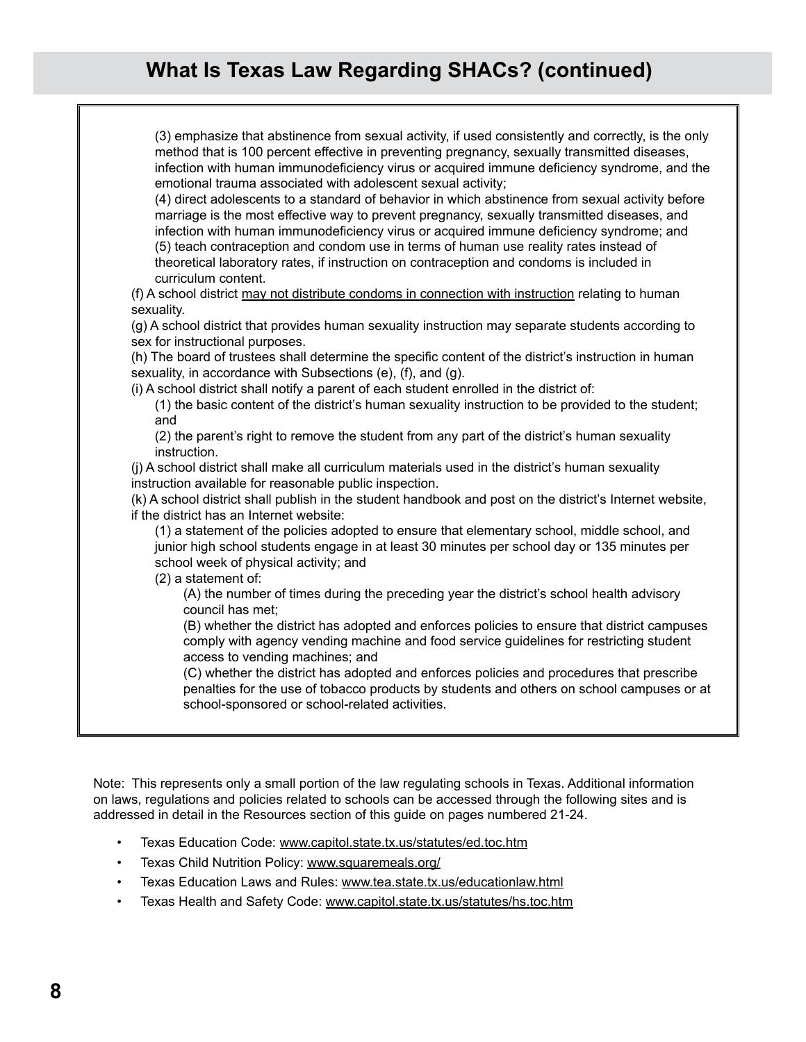## What Is Texas Law Regarding SHACs? (continued)

> (3) emphasize that abstinence from sexual activity, if used consistently and correctly, is the only method that is 100 percent effective in preventing pregnancy, sexually transmitted diseases, infection with human immunodeficiency virus or acquired immune deficiency syndrome, and the emotional trauma associated with adolescent sexual activity;
>
> (4) direct adolescents to a standard of behavior in which abstinence from sexual activity before marriage is the most effective way to prevent pregnancy, sexually transmitted diseases, and infection with human immunodeficiency virus or acquired immune deficiency syndrome; and
>
> (5) teach contraception and condom use in terms of human use reality rates instead of theoretical laboratory rates, if instruction on contraception and condoms is included in curriculum content.
>
> (f) A school district <u>may not distribute condoms in connection with instruction</u> relating to human sexuality.
>
> (g) A school district that provides human sexuality instruction may separate students according to sex for instructional purposes.
>
> (h) The board of trustees shall determine the specific content of the district's instruction in human sexuality, in accordance with Subsections (e), (f), and (g).
>
> (i) A school district shall notify a parent of each student enrolled in the district of:
>
> (1) the basic content of the district's human sexuality instruction to be provided to the student; and
>
> (2) the parent's right to remove the student from any part of the district's human sexuality instruction.
>
> (j) A school district shall make all curriculum materials used in the district's human sexuality instruction available for reasonable public inspection.
>
> (k) A school district shall publish in the student handbook and post on the district's Internet website, if the district has an Internet website:
>
> (1) a statement of the policies adopted to ensure that elementary school, middle school, and junior high school students engage in at least 30 minutes per school day or 135 minutes per school week of physical activity; and
>
> (2) a statement of:
>
> (A) the number of times during the preceding year the district's school health advisory council has met;
>
> (B) whether the district has adopted and enforces policies to ensure that district campuses comply with agency vending machine and food service guidelines for restricting student access to vending machines; and
>
> (C) whether the district has adopted and enforces policies and procedures that prescribe penalties for the use of tobacco products by students and others on school campuses or at school-sponsored or school-related activities.

Note: This represents only a small portion of the law regulating schools in Texas. Additional information on laws, regulations and policies related to schools can be accessed through the following sites and is addressed in detail in the Resources section of this guide on pages numbered 21-24.

- Texas Education Code: www.capitol.state.tx.us/statutes/ed.toc.htm
- Texas Child Nutrition Policy: www.squaremeals.org/
- Texas Education Laws and Rules: www.tea.state.tx.us/educationlaw.html
- Texas Health and Safety Code: www.capitol.state.tx.us/statutes/hs.toc.htm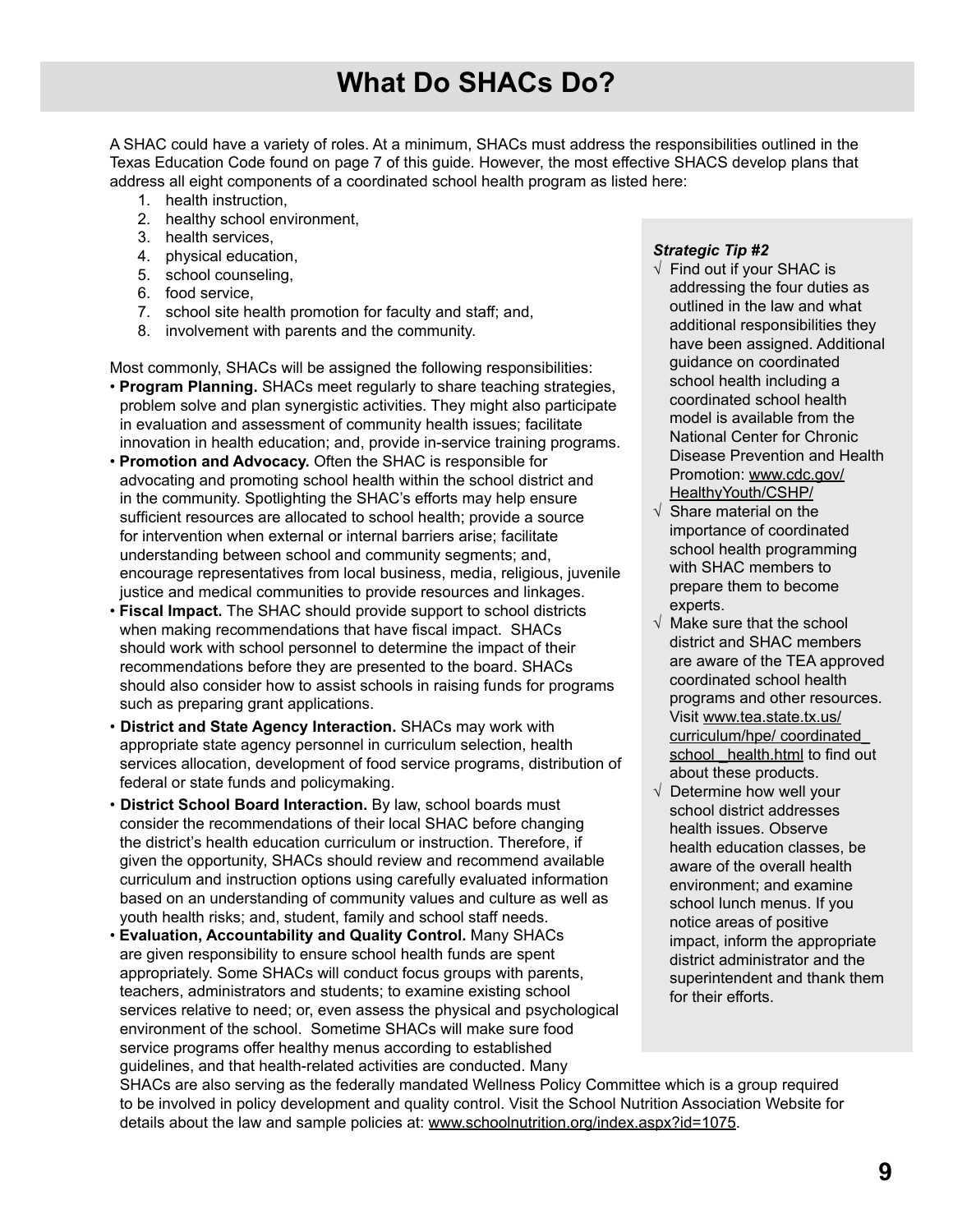# What Do SHACs Do?

A SHAC could have a variety of roles. At a minimum, SHACs must address the responsibilities outlined in the Texas Education Code found on page 7 of this guide. However, the most effective SHACS develop plans that address all eight components of a coordinated school health program as listed here:

1. health instruction,
2. healthy school environment,
3. health services,
4. physical education,
5. school counseling,
6. food service,
7. school site health promotion for faculty and staff; and,
8. involvement with parents and the community.

Most commonly, SHACs will be assigned the following responsibilities:

- **Program Planning.** SHACs meet regularly to share teaching strategies, problem solve and plan synergistic activities. They might also participate in evaluation and assessment of community health issues; facilitate innovation in health education; and, provide in-service training programs.
- **Promotion and Advocacy.** Often the SHAC is responsible for advocating and promoting school health within the school district and in the community. Spotlighting the SHAC's efforts may help ensure sufficient resources are allocated to school health; provide a source for intervention when external or internal barriers arise; facilitate understanding between school and community segments; and, encourage representatives from local business, media, religious, juvenile justice and medical communities to provide resources and linkages.
- **Fiscal Impact.** The SHAC should provide support to school districts when making recommendations that have fiscal impact. SHACs should work with school personnel to determine the impact of their recommendations before they are presented to the board. SHACs should also consider how to assist schools in raising funds for programs such as preparing grant applications.
- **District and State Agency Interaction.** SHACs may work with appropriate state agency personnel in curriculum selection, health services allocation, development of food service programs, distribution of federal or state funds and policymaking.
- **District School Board Interaction.** By law, school boards must consider the recommendations of their local SHAC before changing the district's health education curriculum or instruction. Therefore, if given the opportunity, SHACs should review and recommend available curriculum and instruction options using carefully evaluated information based on an understanding of community values and culture as well as youth health risks; and, student, family and school staff needs.
- **Evaluation, Accountability and Quality Control.** Many SHACs are given responsibility to ensure school health funds are spent appropriately. Some SHACs will conduct focus groups with parents, teachers, administrators and students; to examine existing school services relative to need; or, even assess the physical and psychological environment of the school. Sometime SHACs will make sure food service programs offer healthy menus according to established guidelines, and that health-related activities are conducted. Many SHACs are also serving as the federally mandated Wellness Policy Committee which is a group required to be involved in policy development and quality control. Visit the School Nutrition Association Website for details about the law and sample policies at: www.schoolnutrition.org/index.aspx?id=1075.

***Strategic Tip #2***

- √ Find out if your SHAC is addressing the four duties as outlined in the law and what additional responsibilities they have been assigned. Additional guidance on coordinated school health including a coordinated school health model is available from the National Center for Chronic Disease Prevention and Health Promotion: www.cdc.gov/HealthyYouth/CSHP/
- √ Share material on the importance of coordinated school health programming with SHAC members to prepare them to become experts.
- √ Make sure that the school district and SHAC members are aware of the TEA approved coordinated school health programs and other resources. Visit www.tea.state.tx.us/curriculum/hpe/ coordinated_school _health.html to find out about these products.
- √ Determine how well your school district addresses health issues. Observe health education classes, be aware of the overall health environment; and examine school lunch menus. If you notice areas of positive impact, inform the appropriate district administrator and the superintendent and thank them for their efforts.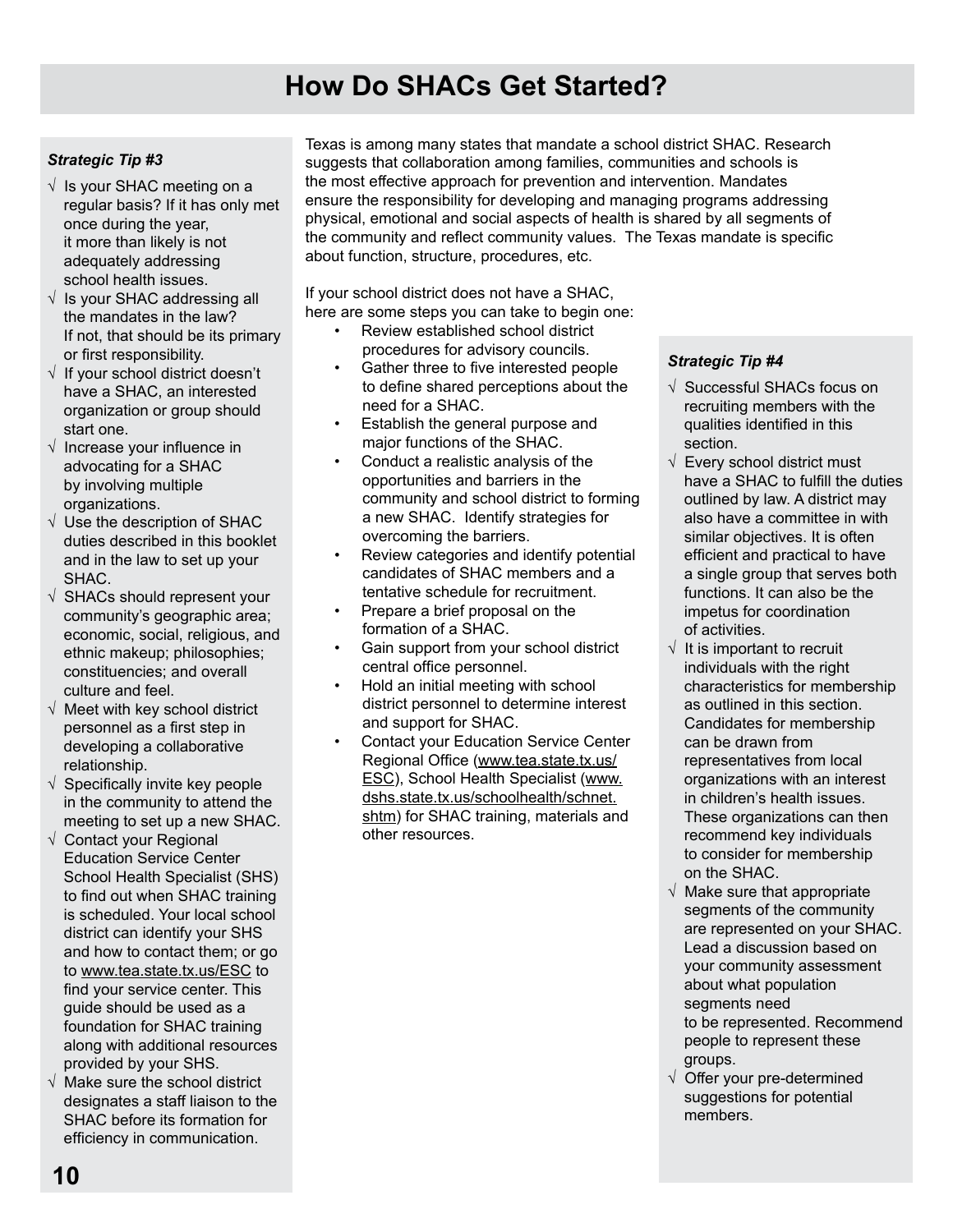# How Do SHACs Get Started?

Texas is among many states that mandate a school district SHAC. Research suggests that collaboration among families, communities and schools is the most effective approach for prevention and intervention. Mandates ensure the responsibility for developing and managing programs addressing physical, emotional and social aspects of health is shared by all segments of the community and reflect community values. The Texas mandate is specific about function, structure, procedures, etc.

If your school district does not have a SHAC, here are some steps you can take to begin one:

- Review established school district procedures for advisory councils.
- Gather three to five interested people to define shared perceptions about the need for a SHAC.
- Establish the general purpose and major functions of the SHAC.
- Conduct a realistic analysis of the opportunities and barriers in the community and school district to forming a new SHAC. Identify strategies for overcoming the barriers.
- Review categories and identify potential candidates of SHAC members and a tentative schedule for recruitment.
- Prepare a brief proposal on the formation of a SHAC.
- Gain support from your school district central office personnel.
- Hold an initial meeting with school district personnel to determine interest and support for SHAC.
- Contact your Education Service Center Regional Office (www.tea.state.tx.us/ESC), School Health Specialist (www.dshs.state.tx.us/schoolhealth/schnet.shtm) for SHAC training, materials and other resources.

***Strategic Tip #3***

- √ Is your SHAC meeting on a regular basis? If it has only met once during the year, it more than likely is not adequately addressing school health issues.
- √ Is your SHAC addressing all the mandates in the law? If not, that should be its primary or first responsibility.
- √ If your school district doesn't have a SHAC, an interested organization or group should start one.
- √ Increase your influence in advocating for a SHAC by involving multiple organizations.
- √ Use the description of SHAC duties described in this booklet and in the law to set up your SHAC.
- √ SHACs should represent your community's geographic area; economic, social, religious, and ethnic makeup; philosophies; constituencies; and overall culture and feel.
- √ Meet with key school district personnel as a first step in developing a collaborative relationship.
- √ Specifically invite key people in the community to attend the meeting to set up a new SHAC.
- √ Contact your Regional Education Service Center School Health Specialist (SHS) to find out when SHAC training is scheduled. Your local school district can identify your SHS and how to contact them; or go to www.tea.state.tx.us/ESC to find your service center. This guide should be used as a foundation for SHAC training along with additional resources provided by your SHS.
- √ Make sure the school district designates a staff liaison to the SHAC before its formation for efficiency in communication.

***Strategic Tip #4***

- √ Successful SHACs focus on recruiting members with the qualities identified in this section.
- √ Every school district must have a SHAC to fulfill the duties outlined by law. A district may also have a committee in with similar objectives. It is often efficient and practical to have a single group that serves both functions. It can also be the impetus for coordination of activities.
- √ It is important to recruit individuals with the right characteristics for membership as outlined in this section. Candidates for membership can be drawn from representatives from local organizations with an interest in children's health issues. These organizations can then recommend key individuals to consider for membership on the SHAC.
- √ Make sure that appropriate segments of the community are represented on your SHAC. Lead a discussion based on your community assessment about what population segments need to be represented. Recommend people to represent these groups.
- √ Offer your pre-determined suggestions for potential members.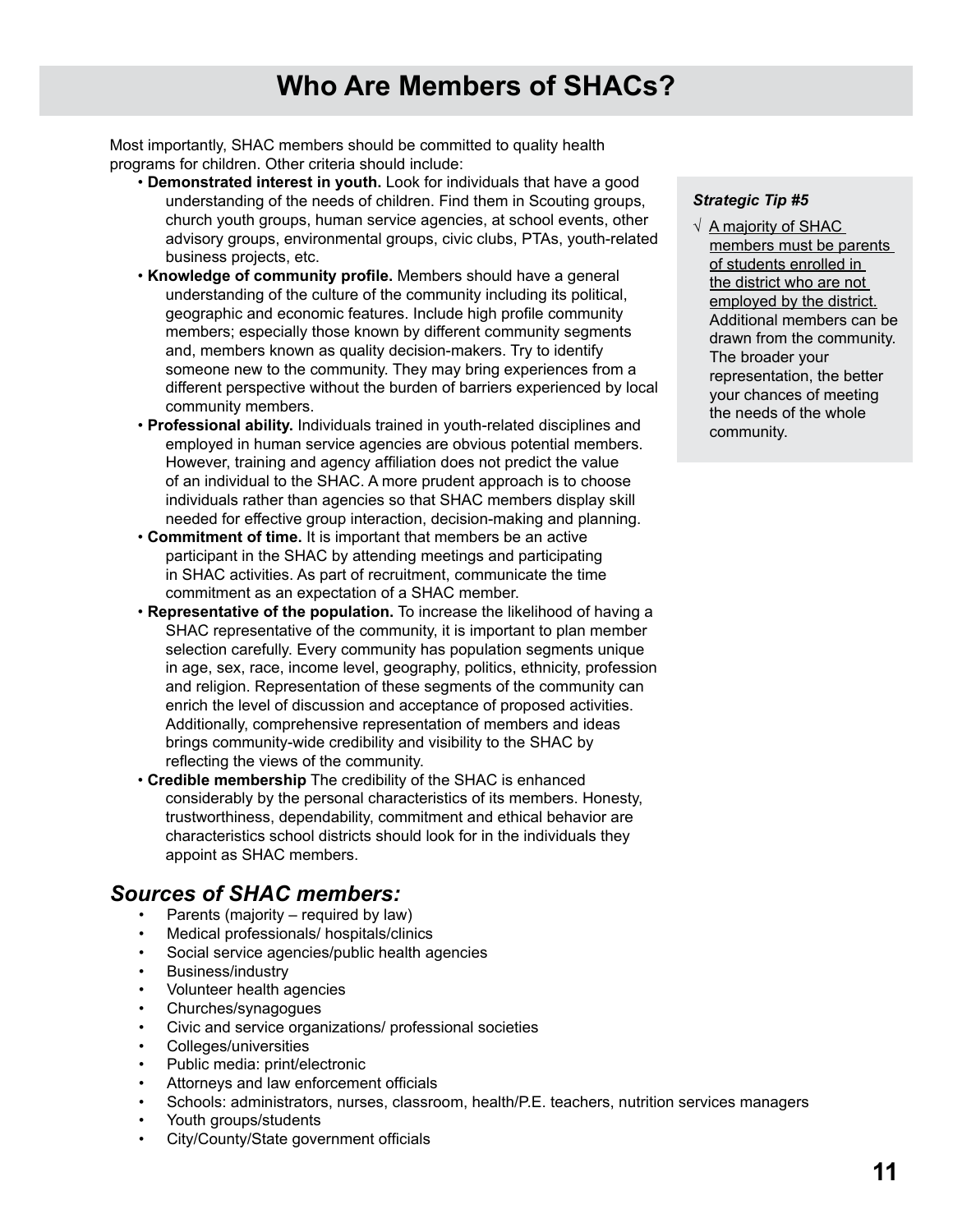# Who Are Members of SHACs?

Most importantly, SHAC members should be committed to quality health programs for children. Other criteria should include:

- **Demonstrated interest in youth.** Look for individuals that have a good understanding of the needs of children. Find them in Scouting groups, church youth groups, human service agencies, at school events, other advisory groups, environmental groups, civic clubs, PTAs, youth-related business projects, etc.
- **Knowledge of community profile.** Members should have a general understanding of the culture of the community including its political, geographic and economic features. Include high profile community members; especially those known by different community segments and, members known as quality decision-makers. Try to identify someone new to the community. They may bring experiences from a different perspective without the burden of barriers experienced by local community members.
- **Professional ability.** Individuals trained in youth-related disciplines and employed in human service agencies are obvious potential members. However, training and agency affiliation does not predict the value of an individual to the SHAC. A more prudent approach is to choose individuals rather than agencies so that SHAC members display skill needed for effective group interaction, decision-making and planning.
- **Commitment of time.** It is important that members be an active participant in the SHAC by attending meetings and participating in SHAC activities. As part of recruitment, communicate the time commitment as an expectation of a SHAC member.
- **Representative of the population.** To increase the likelihood of having a SHAC representative of the community, it is important to plan member selection carefully. Every community has population segments unique in age, sex, race, income level, geography, politics, ethnicity, profession and religion. Representation of these segments of the community can enrich the level of discussion and acceptance of proposed activities. Additionally, comprehensive representation of members and ideas brings community-wide credibility and visibility to the SHAC by reflecting the views of the community.
- **Credible membership** The credibility of the SHAC is enhanced considerably by the personal characteristics of its members. Honesty, trustworthiness, dependability, commitment and ethical behavior are characteristics school districts should look for in the individuals they appoint as SHAC members.

> ***Strategic Tip #5***
>
> √ A majority of SHAC members must be parents of students enrolled in the district who are not employed by the district. Additional members can be drawn from the community. The broader your representation, the better your chances of meeting the needs of the whole community.

## *Sources of SHAC members:*

- Parents (majority – required by law)
- Medical professionals/ hospitals/clinics
- Social service agencies/public health agencies
- Business/industry
- Volunteer health agencies
- Churches/synagogues
- Civic and service organizations/ professional societies
- Colleges/universities
- Public media: print/electronic
- Attorneys and law enforcement officials
- Schools: administrators, nurses, classroom, health/P.E. teachers, nutrition services managers
- Youth groups/students
- City/County/State government officials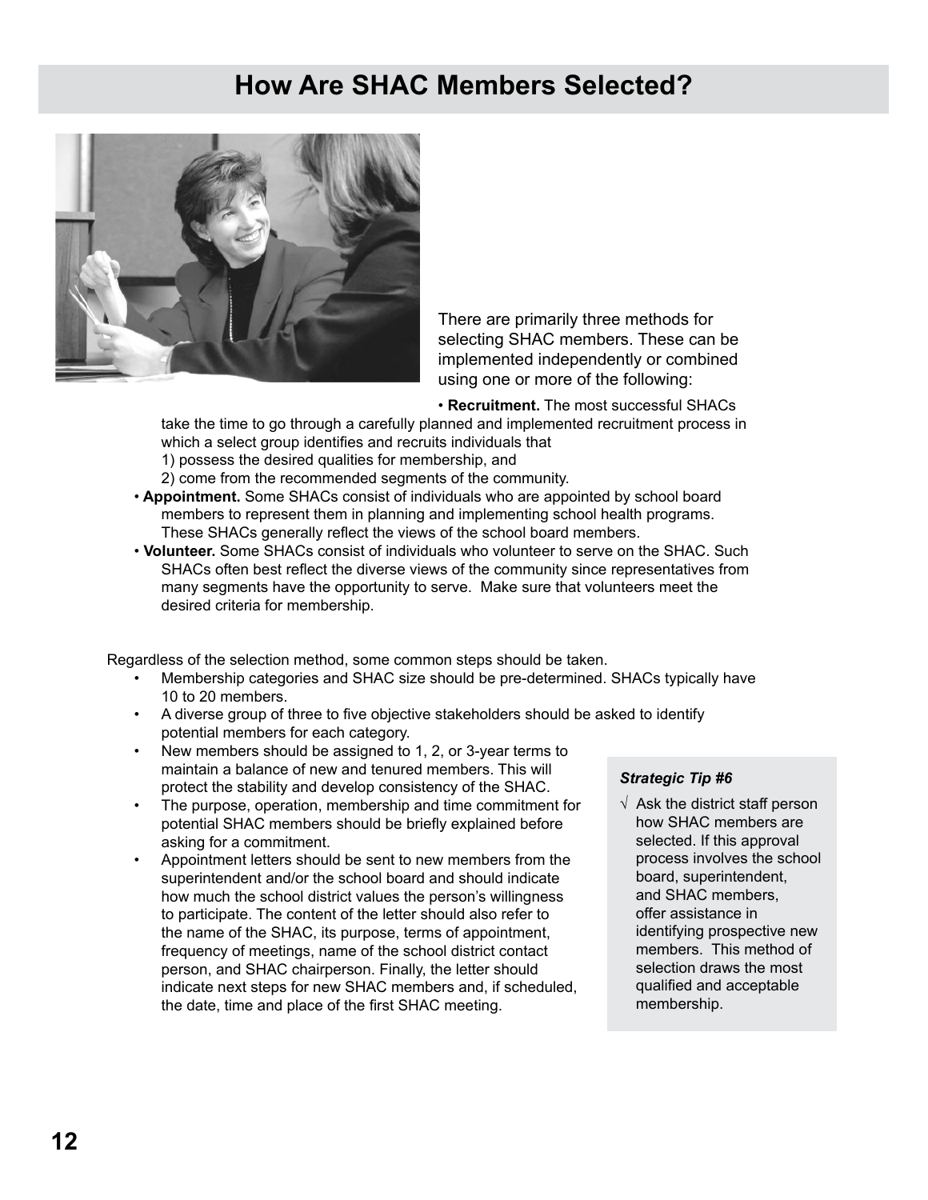# How Are SHAC Members Selected?

There are primarily three methods for selecting SHAC members. These can be implemented independently or combined using one or more of the following:

- **Recruitment.** The most successful SHACs take the time to go through a carefully planned and implemented recruitment process in which a select group identifies and recruits individuals that
  1) possess the desired qualities for membership, and
  2) come from the recommended segments of the community.
- **Appointment.** Some SHACs consist of individuals who are appointed by school board members to represent them in planning and implementing school health programs. These SHACs generally reflect the views of the school board members.
- **Volunteer.** Some SHACs consist of individuals who volunteer to serve on the SHAC. Such SHACs often best reflect the diverse views of the community since representatives from many segments have the opportunity to serve. Make sure that volunteers meet the desired criteria for membership.

Regardless of the selection method, some common steps should be taken.

- Membership categories and SHAC size should be pre-determined. SHACs typically have 10 to 20 members.
- A diverse group of three to five objective stakeholders should be asked to identify potential members for each category.
- New members should be assigned to 1, 2, or 3-year terms to maintain a balance of new and tenured members. This will protect the stability and develop consistency of the SHAC.
- The purpose, operation, membership and time commitment for potential SHAC members should be briefly explained before asking for a commitment.
- Appointment letters should be sent to new members from the superintendent and/or the school board and should indicate how much the school district values the person's willingness to participate. The content of the letter should also refer to the name of the SHAC, its purpose, terms of appointment, frequency of meetings, name of the school district contact person, and SHAC chairperson. Finally, the letter should indicate next steps for new SHAC members and, if scheduled, the date, time and place of the first SHAC meeting.

***Strategic Tip #6***

√ Ask the district staff person how SHAC members are selected. If this approval process involves the school board, superintendent, and SHAC members, offer assistance in identifying prospective new members. This method of selection draws the most qualified and acceptable membership.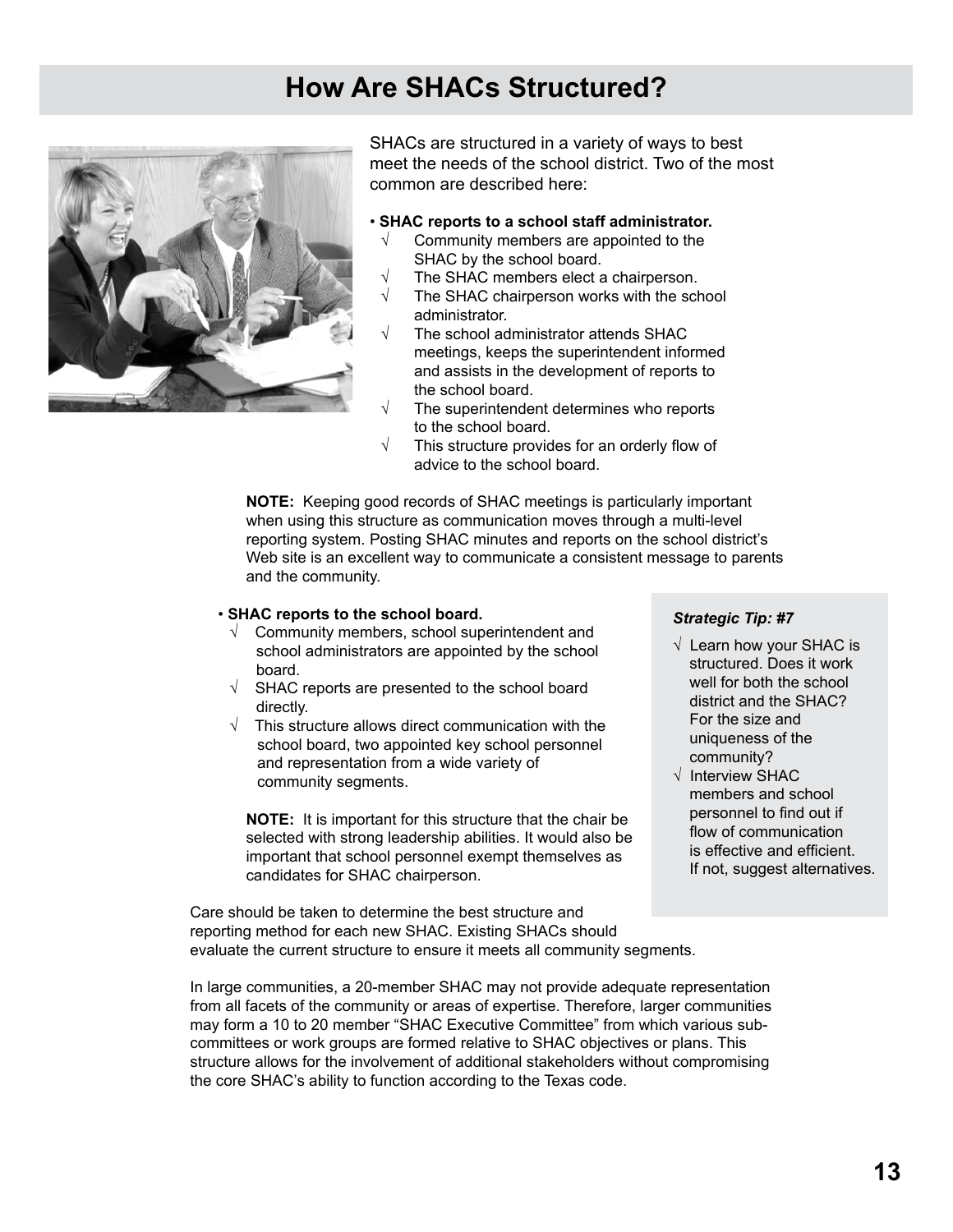# How Are SHACs Structured?

SHACs are structured in a variety of ways to best meet the needs of the school district. Two of the most common are described here:

- **SHAC reports to a school staff administrator.**
  - √ Community members are appointed to the SHAC by the school board.
  - √ The SHAC members elect a chairperson.
  - √ The SHAC chairperson works with the school administrator.
  - √ The school administrator attends SHAC meetings, keeps the superintendent informed and assists in the development of reports to the school board.
  - √ The superintendent determines who reports to the school board.
  - √ This structure provides for an orderly flow of advice to the school board.

**NOTE:** Keeping good records of SHAC meetings is particularly important when using this structure as communication moves through a multi-level reporting system. Posting SHAC minutes and reports on the school district's Web site is an excellent way to communicate a consistent message to parents and the community.

- **SHAC reports to the school board.**
  - √ Community members, school superintendent and school administrators are appointed by the school board.
  - √ SHAC reports are presented to the school board directly.
  - √ This structure allows direct communication with the school board, two appointed key school personnel and representation from a wide variety of community segments.

**NOTE:** It is important for this structure that the chair be selected with strong leadership abilities. It would also be important that school personnel exempt themselves as candidates for SHAC chairperson.

***Strategic Tip: #7***

- √ Learn how your SHAC is structured. Does it work well for both the school district and the SHAC? For the size and uniqueness of the community?
- √ Interview SHAC members and school personnel to find out if flow of communication is effective and efficient. If not, suggest alternatives.

Care should be taken to determine the best structure and reporting method for each new SHAC. Existing SHACs should evaluate the current structure to ensure it meets all community segments.

In large communities, a 20-member SHAC may not provide adequate representation from all facets of the community or areas of expertise. Therefore, larger communities may form a 10 to 20 member "SHAC Executive Committee" from which various sub-committees or work groups are formed relative to SHAC objectives or plans. This structure allows for the involvement of additional stakeholders without compromising the core SHAC's ability to function according to the Texas code.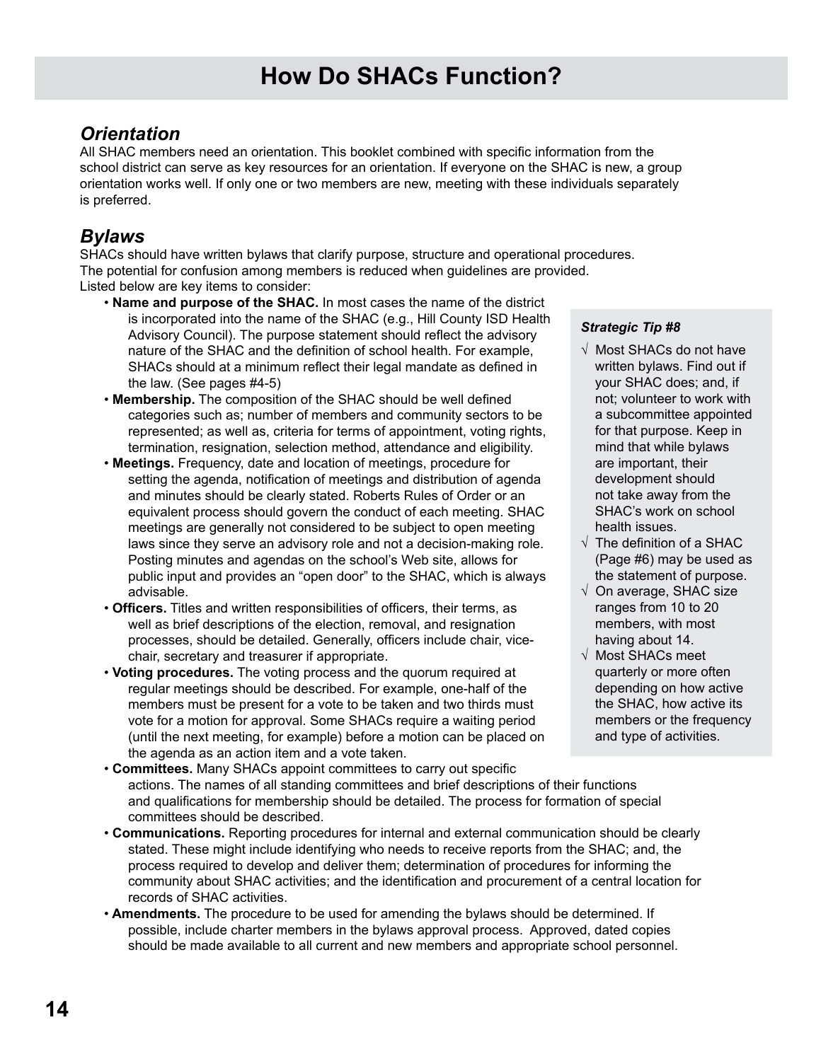# How Do SHACs Function?

## *Orientation*

All SHAC members need an orientation. This booklet combined with specific information from the school district can serve as key resources for an orientation. If everyone on the SHAC is new, a group orientation works well. If only one or two members are new, meeting with these individuals separately is preferred.

## *Bylaws*

SHACs should have written bylaws that clarify purpose, structure and operational procedures. The potential for confusion among members is reduced when guidelines are provided. Listed below are key items to consider:

- **Name and purpose of the SHAC.** In most cases the name of the district is incorporated into the name of the SHAC (e.g., Hill County ISD Health Advisory Council). The purpose statement should reflect the advisory nature of the SHAC and the definition of school health. For example, SHACs should at a minimum reflect their legal mandate as defined in the law. (See pages #4-5)
- **Membership.** The composition of the SHAC should be well defined categories such as; number of members and community sectors to be represented; as well as, criteria for terms of appointment, voting rights, termination, resignation, selection method, attendance and eligibility.
- **Meetings.** Frequency, date and location of meetings, procedure for setting the agenda, notification of meetings and distribution of agenda and minutes should be clearly stated. Roberts Rules of Order or an equivalent process should govern the conduct of each meeting. SHAC meetings are generally not considered to be subject to open meeting laws since they serve an advisory role and not a decision-making role. Posting minutes and agendas on the school's Web site, allows for public input and provides an "open door" to the SHAC, which is always advisable.
- **Officers.** Titles and written responsibilities of officers, their terms, as well as brief descriptions of the election, removal, and resignation processes, should be detailed. Generally, officers include chair, vice-chair, secretary and treasurer if appropriate.
- **Voting procedures.** The voting process and the quorum required at regular meetings should be described. For example, one-half of the members must be present for a vote to be taken and two thirds must vote for a motion for approval. Some SHACs require a waiting period (until the next meeting, for example) before a motion can be placed on the agenda as an action item and a vote taken.
- **Committees.** Many SHACs appoint committees to carry out specific actions. The names of all standing committees and brief descriptions of their functions and qualifications for membership should be detailed. The process for formation of special committees should be described.
- **Communications.** Reporting procedures for internal and external communication should be clearly stated. These might include identifying who needs to receive reports from the SHAC; and, the process required to develop and deliver them; determination of procedures for informing the community about SHAC activities; and the identification and procurement of a central location for records of SHAC activities.
- **Amendments.** The procedure to be used for amending the bylaws should be determined. If possible, include charter members in the bylaws approval process. Approved, dated copies should be made available to all current and new members and appropriate school personnel.

***Strategic Tip #8***

- √ Most SHACs do not have written bylaws. Find out if your SHAC does; and, if not; volunteer to work with a subcommittee appointed for that purpose. Keep in mind that while bylaws are important, their development should not take away from the SHAC's work on school health issues.
- √ The definition of a SHAC (Page #6) may be used as the statement of purpose.
- √ On average, SHAC size ranges from 10 to 20 members, with most having about 14.
- √ Most SHACs meet quarterly or more often depending on how active the SHAC, how active its members or the frequency and type of activities.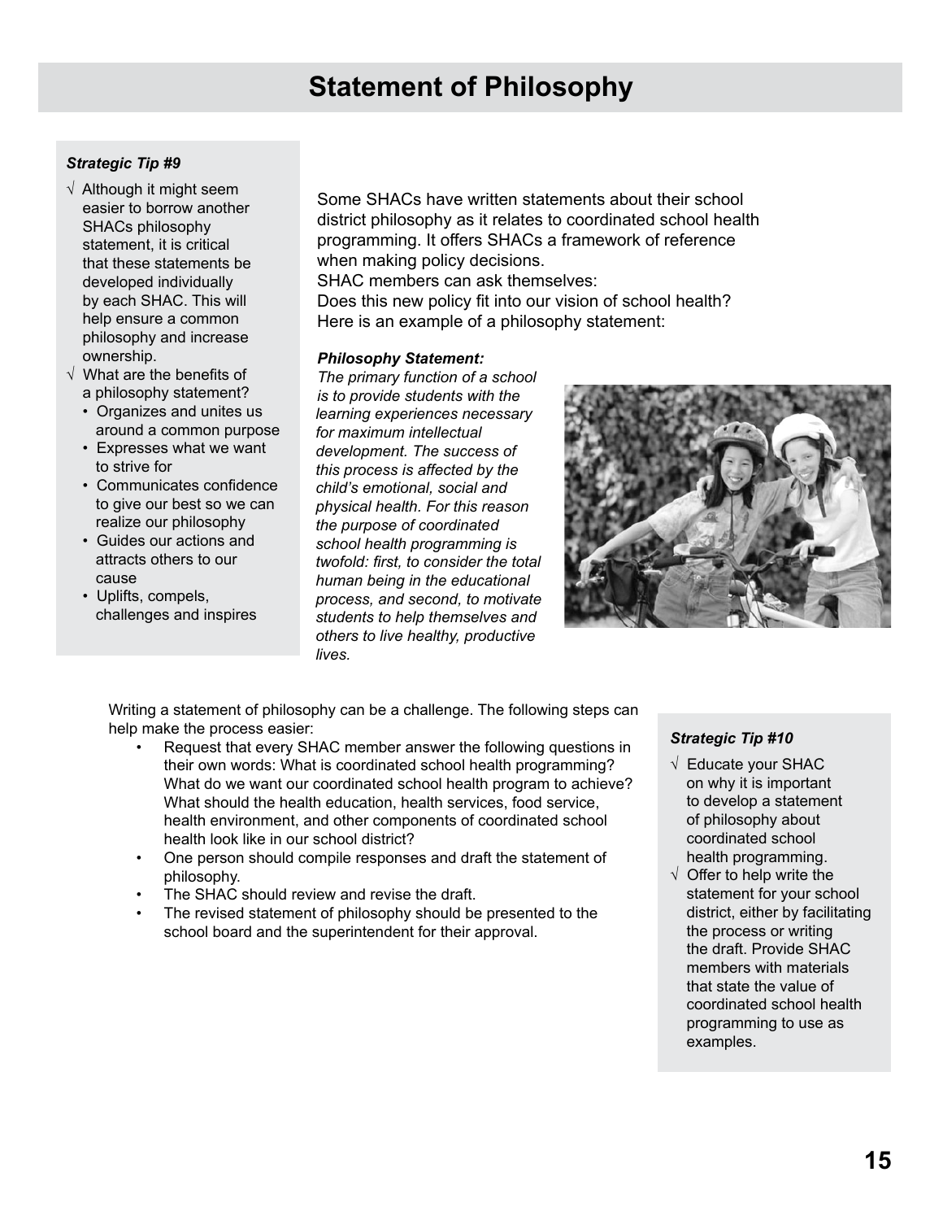# Statement of Philosophy

***Strategic Tip #9***

- √ Although it might seem easier to borrow another SHACs philosophy statement, it is critical that these statements be developed individually by each SHAC. This will help ensure a common philosophy and increase ownership.
- √ What are the benefits of a philosophy statement?
  - Organizes and unites us around a common purpose
  - Expresses what we want to strive for
  - Communicates confidence to give our best so we can realize our philosophy
  - Guides our actions and attracts others to our cause
  - Uplifts, compels, challenges and inspires

Some SHACs have written statements about their school district philosophy as it relates to coordinated school health programming. It offers SHACs a framework of reference when making policy decisions.
SHAC members can ask themselves:
Does this new policy fit into our vision of school health?
Here is an example of a philosophy statement:

***Philosophy Statement:***
*The primary function of a school is to provide students with the learning experiences necessary for maximum intellectual development. The success of this process is affected by the child's emotional, social and physical health. For this reason the purpose of coordinated school health programming is twofold: first, to consider the total human being in the educational process, and second, to motivate students to help themselves and others to live healthy, productive lives.*

Writing a statement of philosophy can be a challenge. The following steps can help make the process easier:

- Request that every SHAC member answer the following questions in their own words: What is coordinated school health programming? What do we want our coordinated school health program to achieve? What should the health education, health services, food service, health environment, and other components of coordinated school health look like in our school district?
- One person should compile responses and draft the statement of philosophy.
- The SHAC should review and revise the draft.
- The revised statement of philosophy should be presented to the school board and the superintendent for their approval.

***Strategic Tip #10***

- √ Educate your SHAC on why it is important to develop a statement of philosophy about coordinated school health programming.
- √ Offer to help write the statement for your school district, either by facilitating the process or writing the draft. Provide SHAC members with materials that state the value of coordinated school health programming to use as examples.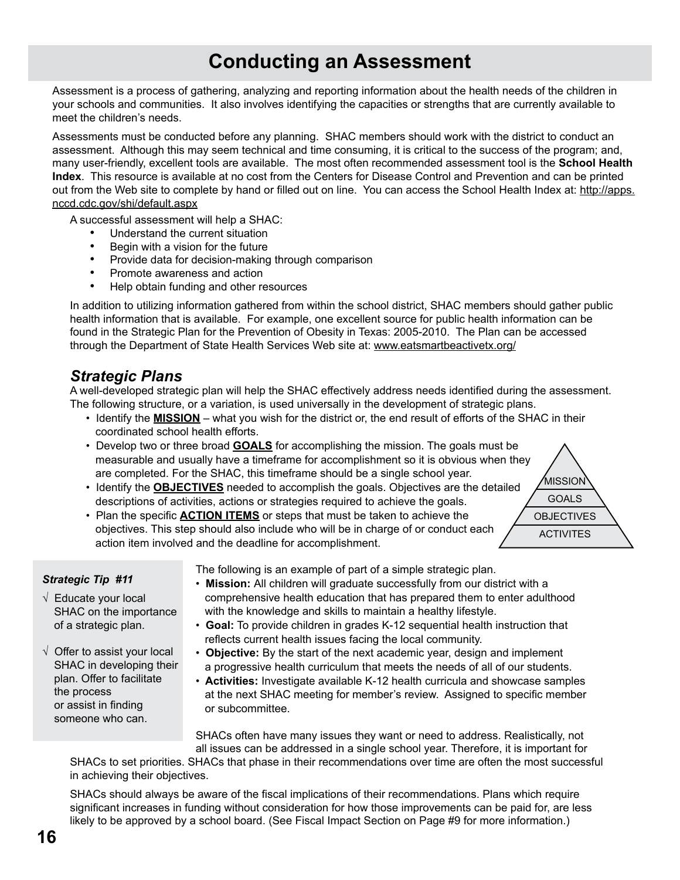# Conducting an Assessment

Assessment is a process of gathering, analyzing and reporting information about the health needs of the children in your schools and communities. It also involves identifying the capacities or strengths that are currently available to meet the children's needs.

Assessments must be conducted before any planning. SHAC members should work with the district to conduct an assessment. Although this may seem technical and time consuming, it is critical to the success of the program; and, many user-friendly, excellent tools are available. The most often recommended assessment tool is the **School Health Index**. This resource is available at no cost from the Centers for Disease Control and Prevention and can be printed out from the Web site to complete by hand or filled out on line. You can access the School Health Index at: http://apps.nccd.cdc.gov/shi/default.aspx

A successful assessment will help a SHAC:

- Understand the current situation
- Begin with a vision for the future
- Provide data for decision-making through comparison
- Promote awareness and action
- Help obtain funding and other resources

In addition to utilizing information gathered from within the school district, SHAC members should gather public health information that is available. For example, one excellent source for public health information can be found in the Strategic Plan for the Prevention of Obesity in Texas: 2005-2010. The Plan can be accessed through the Department of State Health Services Web site at: www.eatsmartbeactivetx.org/

## *Strategic Plans*

A well-developed strategic plan will help the SHAC effectively address needs identified during the assessment. The following structure, or a variation, is used universally in the development of strategic plans.

- Identify the **MISSION** – what you wish for the district or, the end result of efforts of the SHAC in their coordinated school health efforts.
- Develop two or three broad **GOALS** for accomplishing the mission. The goals must be measurable and usually have a timeframe for accomplishment so it is obvious when they are completed. For the SHAC, this timeframe should be a single school year.
- Identify the **OBJECTIVES** needed to accomplish the goals. Objectives are the detailed descriptions of activities, actions or strategies required to achieve the goals.
- Plan the specific **ACTION ITEMS** or steps that must be taken to achieve the objectives. This step should also include who will be in charge of or conduct each action item involved and the deadline for accomplishment.

MISSION
GOALS
OBJECTIVES
ACTIVITES

***Strategic Tip #11***

√ Educate your local SHAC on the importance of a strategic plan.

√ Offer to assist your local SHAC in developing their plan. Offer to facilitate the process or assist in finding someone who can.

The following is an example of part of a simple strategic plan.

- **Mission:** All children will graduate successfully from our district with a comprehensive health education that has prepared them to enter adulthood with the knowledge and skills to maintain a healthy lifestyle.
- **Goal:** To provide children in grades K-12 sequential health instruction that reflects current health issues facing the local community.
- **Objective:** By the start of the next academic year, design and implement a progressive health curriculum that meets the needs of all of our students.
- **Activities:** Investigate available K-12 health curricula and showcase samples at the next SHAC meeting for member's review. Assigned to specific member or subcommittee.

SHACs often have many issues they want or need to address. Realistically, not all issues can be addressed in a single school year. Therefore, it is important for SHACs to set priorities. SHACs that phase in their recommendations over time are often the most successful in achieving their objectives.

SHACs should always be aware of the fiscal implications of their recommendations. Plans which require significant increases in funding without consideration for how those improvements can be paid for, are less likely to be approved by a school board. (See Fiscal Impact Section on Page #9 for more information.)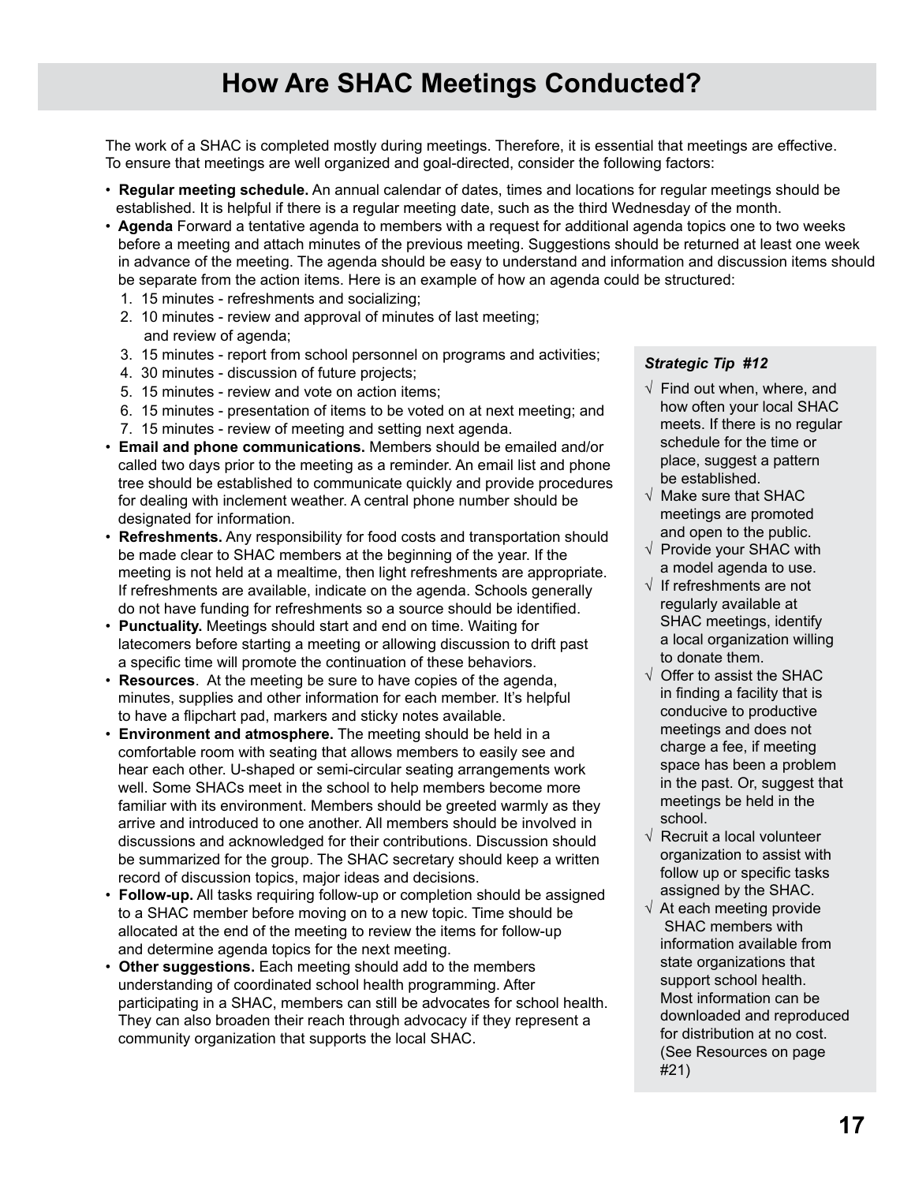# How Are SHAC Meetings Conducted?

The work of a SHAC is completed mostly during meetings. Therefore, it is essential that meetings are effective. To ensure that meetings are well organized and goal-directed, consider the following factors:

- **Regular meeting schedule.** An annual calendar of dates, times and locations for regular meetings should be established. It is helpful if there is a regular meeting date, such as the third Wednesday of the month.
- **Agenda** Forward a tentative agenda to members with a request for additional agenda topics one to two weeks before a meeting and attach minutes of the previous meeting. Suggestions should be returned at least one week in advance of the meeting. The agenda should be easy to understand and information and discussion items should be separate from the action items. Here is an example of how an agenda could be structured:
  1. 15 minutes - refreshments and socializing;
  2. 10 minutes - review and approval of minutes of last meeting; and review of agenda;
  3. 15 minutes - report from school personnel on programs and activities;
  4. 30 minutes - discussion of future projects;
  5. 15 minutes - review and vote on action items;
  6. 15 minutes - presentation of items to be voted on at next meeting; and
  7. 15 minutes - review of meeting and setting next agenda.
- **Email and phone communications.** Members should be emailed and/or called two days prior to the meeting as a reminder. An email list and phone tree should be established to communicate quickly and provide procedures for dealing with inclement weather. A central phone number should be designated for information.
- **Refreshments.** Any responsibility for food costs and transportation should be made clear to SHAC members at the beginning of the year. If the meeting is not held at a mealtime, then light refreshments are appropriate. If refreshments are available, indicate on the agenda. Schools generally do not have funding for refreshments so a source should be identified.
- **Punctuality.** Meetings should start and end on time. Waiting for latecomers before starting a meeting or allowing discussion to drift past a specific time will promote the continuation of these behaviors.
- **Resources**. At the meeting be sure to have copies of the agenda, minutes, supplies and other information for each member. It's helpful to have a flipchart pad, markers and sticky notes available.
- **Environment and atmosphere.** The meeting should be held in a comfortable room with seating that allows members to easily see and hear each other. U-shaped or semi-circular seating arrangements work well. Some SHACs meet in the school to help members become more familiar with its environment. Members should be greeted warmly as they arrive and introduced to one another. All members should be involved in discussions and acknowledged for their contributions. Discussion should be summarized for the group. The SHAC secretary should keep a written record of discussion topics, major ideas and decisions.
- **Follow-up.** All tasks requiring follow-up or completion should be assigned to a SHAC member before moving on to a new topic. Time should be allocated at the end of the meeting to review the items for follow-up and determine agenda topics for the next meeting.
- **Other suggestions.** Each meeting should add to the members understanding of coordinated school health programming. After participating in a SHAC, members can still be advocates for school health. They can also broaden their reach through advocacy if they represent a community organization that supports the local SHAC.

***Strategic Tip #12***

- √ Find out when, where, and how often your local SHAC meets. If there is no regular schedule for the time or place, suggest a pattern be established.
- √ Make sure that SHAC meetings are promoted and open to the public.
- √ Provide your SHAC with a model agenda to use.
- √ If refreshments are not regularly available at SHAC meetings, identify a local organization willing to donate them.
- √ Offer to assist the SHAC in finding a facility that is conducive to productive meetings and does not charge a fee, if meeting space has been a problem in the past. Or, suggest that meetings be held in the school.
- √ Recruit a local volunteer organization to assist with follow up or specific tasks assigned by the SHAC.
- √ At each meeting provide SHAC members with information available from state organizations that support school health. Most information can be downloaded and reproduced for distribution at no cost. (See Resources on page #21)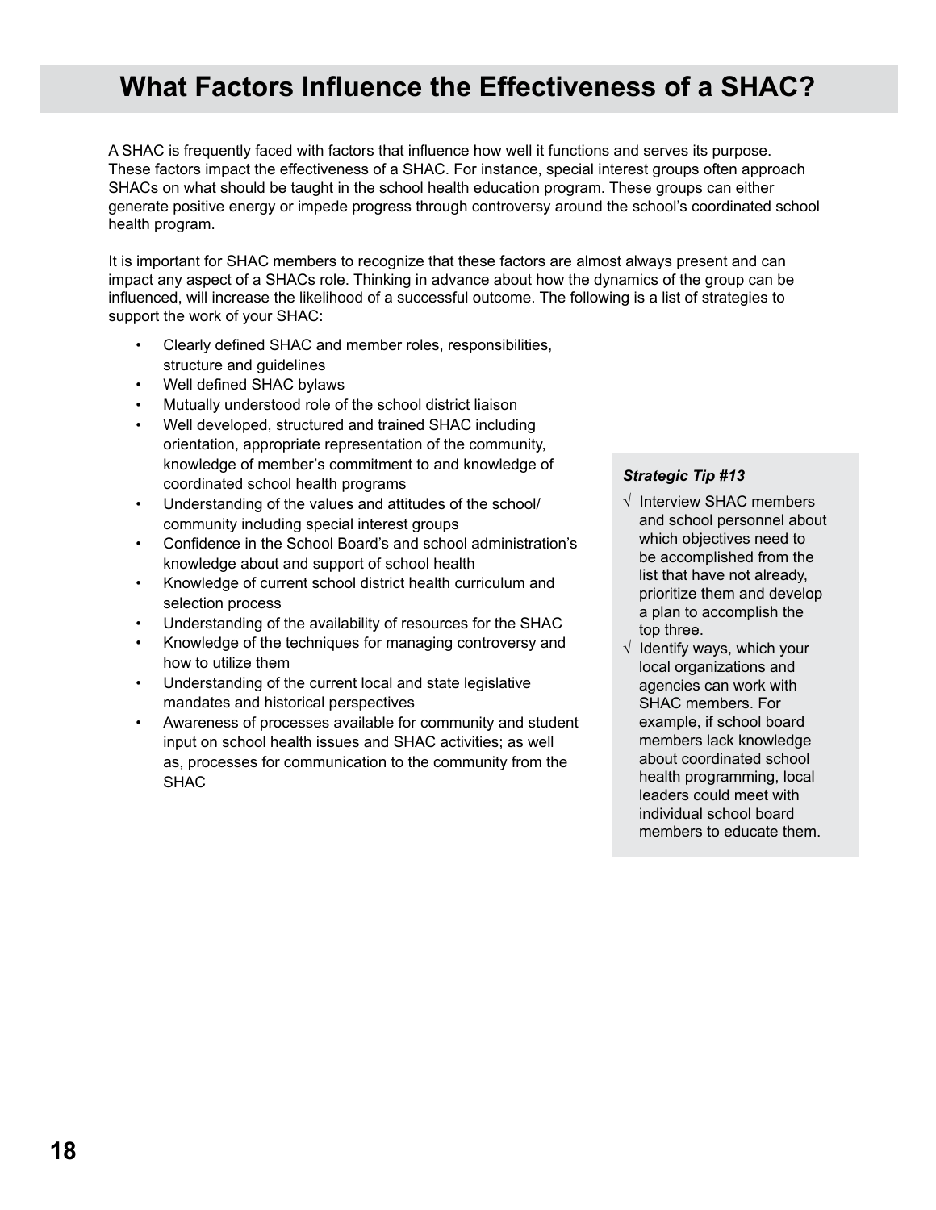# What Factors Influence the Effectiveness of a SHAC?

A SHAC is frequently faced with factors that influence how well it functions and serves its purpose. These factors impact the effectiveness of a SHAC. For instance, special interest groups often approach SHACs on what should be taught in the school health education program. These groups can either generate positive energy or impede progress through controversy around the school's coordinated school health program.

It is important for SHAC members to recognize that these factors are almost always present and can impact any aspect of a SHACs role. Thinking in advance about how the dynamics of the group can be influenced, will increase the likelihood of a successful outcome. The following is a list of strategies to support the work of your SHAC:

- Clearly defined SHAC and member roles, responsibilities, structure and guidelines
- Well defined SHAC bylaws
- Mutually understood role of the school district liaison
- Well developed, structured and trained SHAC including orientation, appropriate representation of the community, knowledge of member's commitment to and knowledge of coordinated school health programs
- Understanding of the values and attitudes of the school/ community including special interest groups
- Confidence in the School Board's and school administration's knowledge about and support of school health
- Knowledge of current school district health curriculum and selection process
- Understanding of the availability of resources for the SHAC
- Knowledge of the techniques for managing controversy and how to utilize them
- Understanding of the current local and state legislative mandates and historical perspectives
- Awareness of processes available for community and student input on school health issues and SHAC activities; as well as, processes for communication to the community from the SHAC

***Strategic Tip #13***

√ Interview SHAC members and school personnel about which objectives need to be accomplished from the list that have not already, prioritize them and develop a plan to accomplish the top three.

√ Identify ways, which your local organizations and agencies can work with SHAC members. For example, if school board members lack knowledge about coordinated school health programming, local leaders could meet with individual school board members to educate them.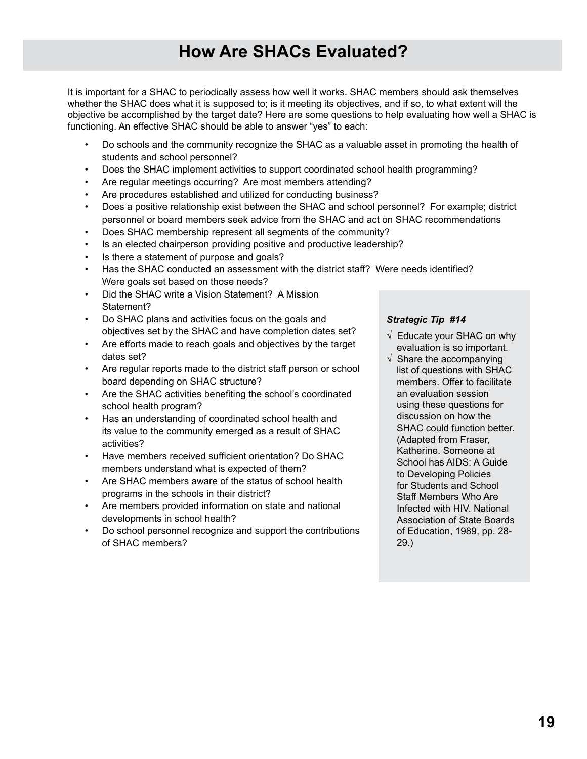# How Are SHACs Evaluated?

It is important for a SHAC to periodically assess how well it works. SHAC members should ask themselves whether the SHAC does what it is supposed to; is it meeting its objectives, and if so, to what extent will the objective be accomplished by the target date? Here are some questions to help evaluating how well a SHAC is functioning. An effective SHAC should be able to answer "yes" to each:

- Do schools and the community recognize the SHAC as a valuable asset in promoting the health of students and school personnel?
- Does the SHAC implement activities to support coordinated school health programming?
- Are regular meetings occurring? Are most members attending?
- Are procedures established and utilized for conducting business?
- Does a positive relationship exist between the SHAC and school personnel? For example; district personnel or board members seek advice from the SHAC and act on SHAC recommendations
- Does SHAC membership represent all segments of the community?
- Is an elected chairperson providing positive and productive leadership?
- Is there a statement of purpose and goals?
- Has the SHAC conducted an assessment with the district staff? Were needs identified? Were goals set based on those needs?
- Did the SHAC write a Vision Statement? A Mission Statement?
- Do SHAC plans and activities focus on the goals and objectives set by the SHAC and have completion dates set?
- Are efforts made to reach goals and objectives by the target dates set?
- Are regular reports made to the district staff person or school board depending on SHAC structure?
- Are the SHAC activities benefiting the school's coordinated school health program?
- Has an understanding of coordinated school health and its value to the community emerged as a result of SHAC activities?
- Have members received sufficient orientation? Do SHAC members understand what is expected of them?
- Are SHAC members aware of the status of school health programs in the schools in their district?
- Are members provided information on state and national developments in school health?
- Do school personnel recognize and support the contributions of SHAC members?

***Strategic Tip #14***

√ Educate your SHAC on why evaluation is so important.

√ Share the accompanying list of questions with SHAC members. Offer to facilitate an evaluation session using these questions for discussion on how the SHAC could function better. (Adapted from Fraser, Katherine. Someone at School has AIDS: A Guide to Developing Policies for Students and School Staff Members Who Are Infected with HIV. National Association of State Boards of Education, 1989, pp. 28-29.)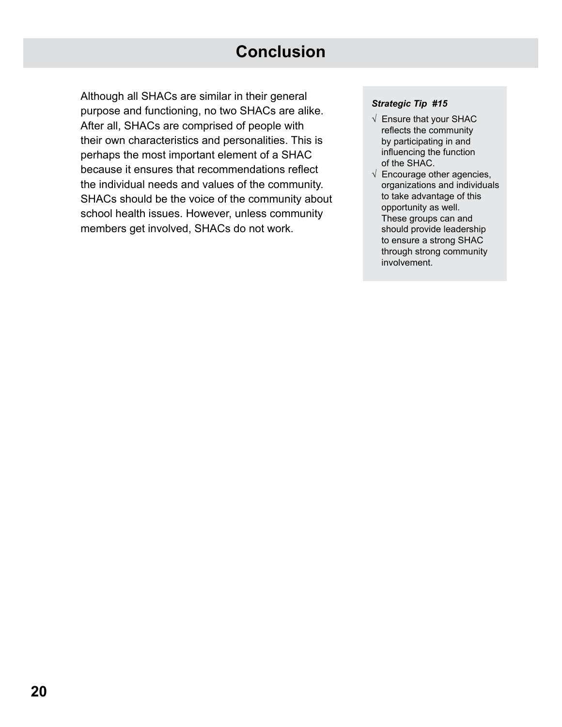# Conclusion

Although all SHACs are similar in their general purpose and functioning, no two SHACs are alike. After all, SHACs are comprised of people with their own characteristics and personalities. This is perhaps the most important element of a SHAC because it ensures that recommendations reflect the individual needs and values of the community. SHACs should be the voice of the community about school health issues. However, unless community members get involved, SHACs do not work.

***Strategic Tip #15***

- √ Ensure that your SHAC reflects the community by participating in and influencing the function of the SHAC.
- √ Encourage other agencies, organizations and individuals to take advantage of this opportunity as well. These groups can and should provide leadership to ensure a strong SHAC through strong community involvement.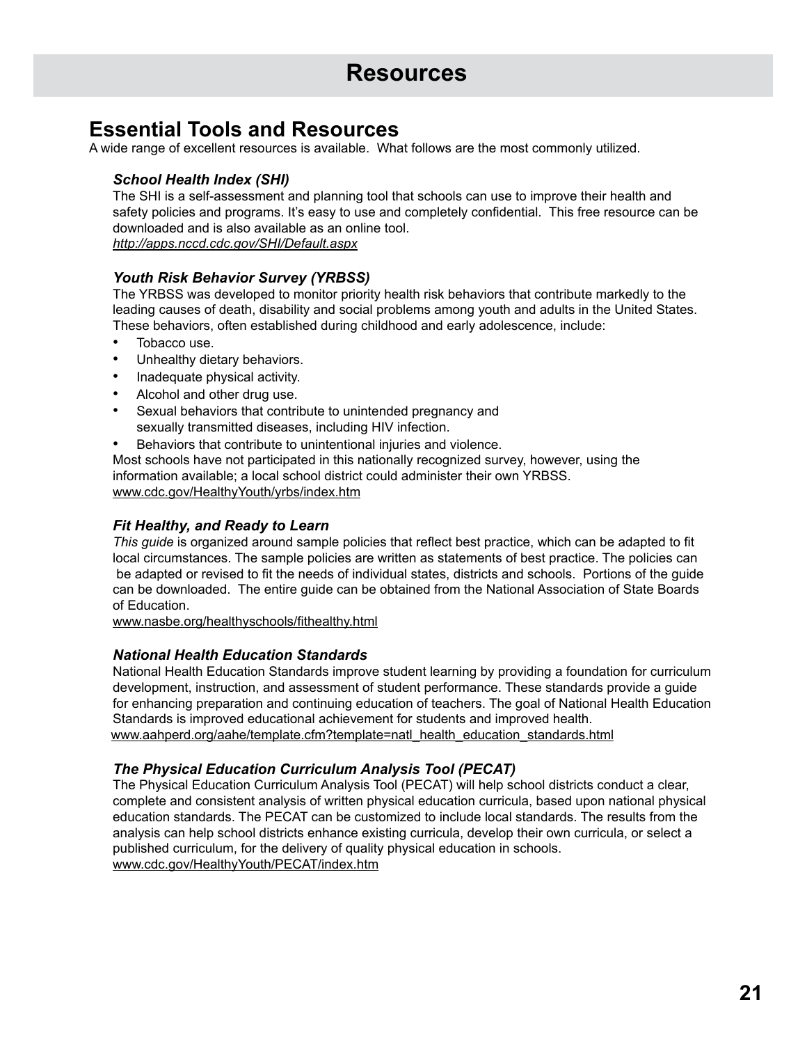# Resources

## Essential Tools and Resources

A wide range of excellent resources is available. What follows are the most commonly utilized.

### *School Health Index (SHI)*

The SHI is a self-assessment and planning tool that schools can use to improve their health and safety policies and programs. It's easy to use and completely confidential. This free resource can be downloaded and is also available as an online tool.
*http://apps.nccd.cdc.gov/SHI/Default.aspx*

### *Youth Risk Behavior Survey (YRBSS)*

The YRBSS was developed to monitor priority health risk behaviors that contribute markedly to the leading causes of death, disability and social problems among youth and adults in the United States. These behaviors, often established during childhood and early adolescence, include:

- Tobacco use.
- Unhealthy dietary behaviors.
- Inadequate physical activity.
- Alcohol and other drug use.
- Sexual behaviors that contribute to unintended pregnancy and sexually transmitted diseases, including HIV infection.
- Behaviors that contribute to unintentional injuries and violence.

Most schools have not participated in this nationally recognized survey, however, using the information available; a local school district could administer their own YRBSS.
www.cdc.gov/HealthyYouth/yrbs/index.htm

### *Fit Healthy, and Ready to Learn*

*This guide* is organized around sample policies that reflect best practice, which can be adapted to fit local circumstances. The sample policies are written as statements of best practice. The policies can be adapted or revised to fit the needs of individual states, districts and schools. Portions of the guide can be downloaded. The entire guide can be obtained from the National Association of State Boards of Education.
www.nasbe.org/healthyschools/fithealthy.html

### *National Health Education Standards*

National Health Education Standards improve student learning by providing a foundation for curriculum development, instruction, and assessment of student performance. These standards provide a guide for enhancing preparation and continuing education of teachers. The goal of National Health Education Standards is improved educational achievement for students and improved health.
www.aahperd.org/aahe/template.cfm?template=natl_health_education_standards.html

### *The Physical Education Curriculum Analysis Tool (PECAT)*

The Physical Education Curriculum Analysis Tool (PECAT) will help school districts conduct a clear, complete and consistent analysis of written physical education curricula, based upon national physical education standards. The PECAT can be customized to include local standards. The results from the analysis can help school districts enhance existing curricula, develop their own curricula, or select a published curriculum, for the delivery of quality physical education in schools.
www.cdc.gov/HealthyYouth/PECAT/index.htm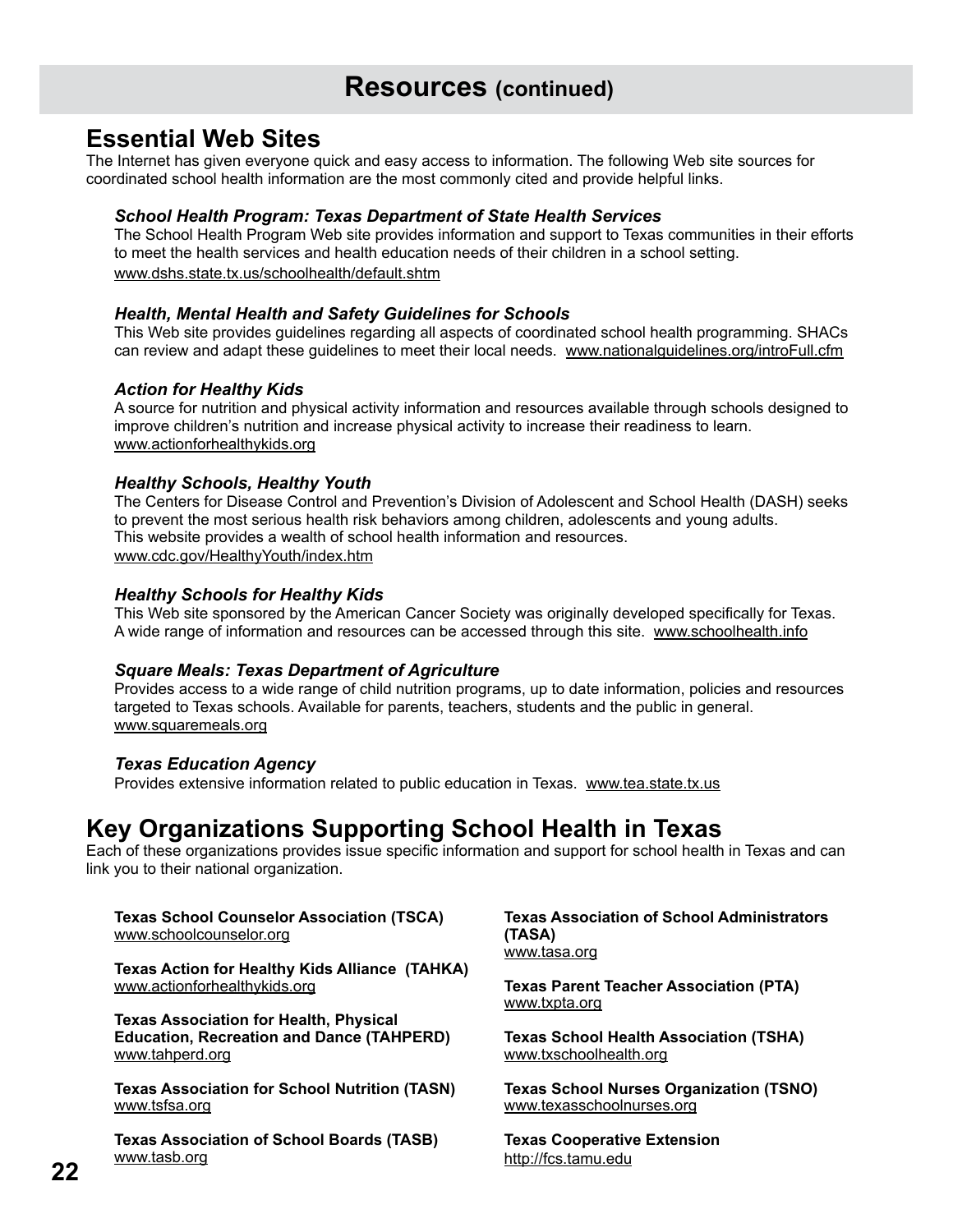# Resources (continued)

## Essential Web Sites

The Internet has given everyone quick and easy access to information. The following Web site sources for coordinated school health information are the most commonly cited and provide helpful links.

### *School Health Program: Texas Department of State Health Services*

The School Health Program Web site provides information and support to Texas communities in their efforts to meet the health services and health education needs of their children in a school setting. www.dshs.state.tx.us/schoolhealth/default.shtm

### *Health, Mental Health and Safety Guidelines for Schools*

This Web site provides guidelines regarding all aspects of coordinated school health programming. SHACs can review and adapt these guidelines to meet their local needs. www.nationalguidelines.org/introFull.cfm

### *Action for Healthy Kids*

A source for nutrition and physical activity information and resources available through schools designed to improve children's nutrition and increase physical activity to increase their readiness to learn. www.actionforhealthykids.org

### *Healthy Schools, Healthy Youth*

The Centers for Disease Control and Prevention's Division of Adolescent and School Health (DASH) seeks to prevent the most serious health risk behaviors among children, adolescents and young adults. This website provides a wealth of school health information and resources. www.cdc.gov/HealthyYouth/index.htm

### *Healthy Schools for Healthy Kids*

This Web site sponsored by the American Cancer Society was originally developed specifically for Texas. A wide range of information and resources can be accessed through this site. www.schoolhealth.info

### *Square Meals: Texas Department of Agriculture*

Provides access to a wide range of child nutrition programs, up to date information, policies and resources targeted to Texas schools. Available for parents, teachers, students and the public in general. www.squaremeals.org

### *Texas Education Agency*

Provides extensive information related to public education in Texas. www.tea.state.tx.us

## Key Organizations Supporting School Health in Texas

Each of these organizations provides issue specific information and support for school health in Texas and can link you to their national organization.

**Texas School Counselor Association (TSCA)**
www.schoolcounselor.org

**Texas Action for Healthy Kids Alliance (TAHKA)**
www.actionforhealthykids.org

**Texas Association for Health, Physical Education, Recreation and Dance (TAHPERD)**
www.tahperd.org

**Texas Association for School Nutrition (TASN)**
www.tsfsa.org

**Texas Association of School Boards (TASB)**
www.tasb.org

**Texas Association of School Administrators (TASA)**
www.tasa.org

**Texas Parent Teacher Association (PTA)**
www.txpta.org

**Texas School Health Association (TSHA)**
www.txschoolhealth.org

**Texas School Nurses Organization (TSNO)**
www.texasschoolnurses.org

**Texas Cooperative Extension**
http://fcs.tamu.edu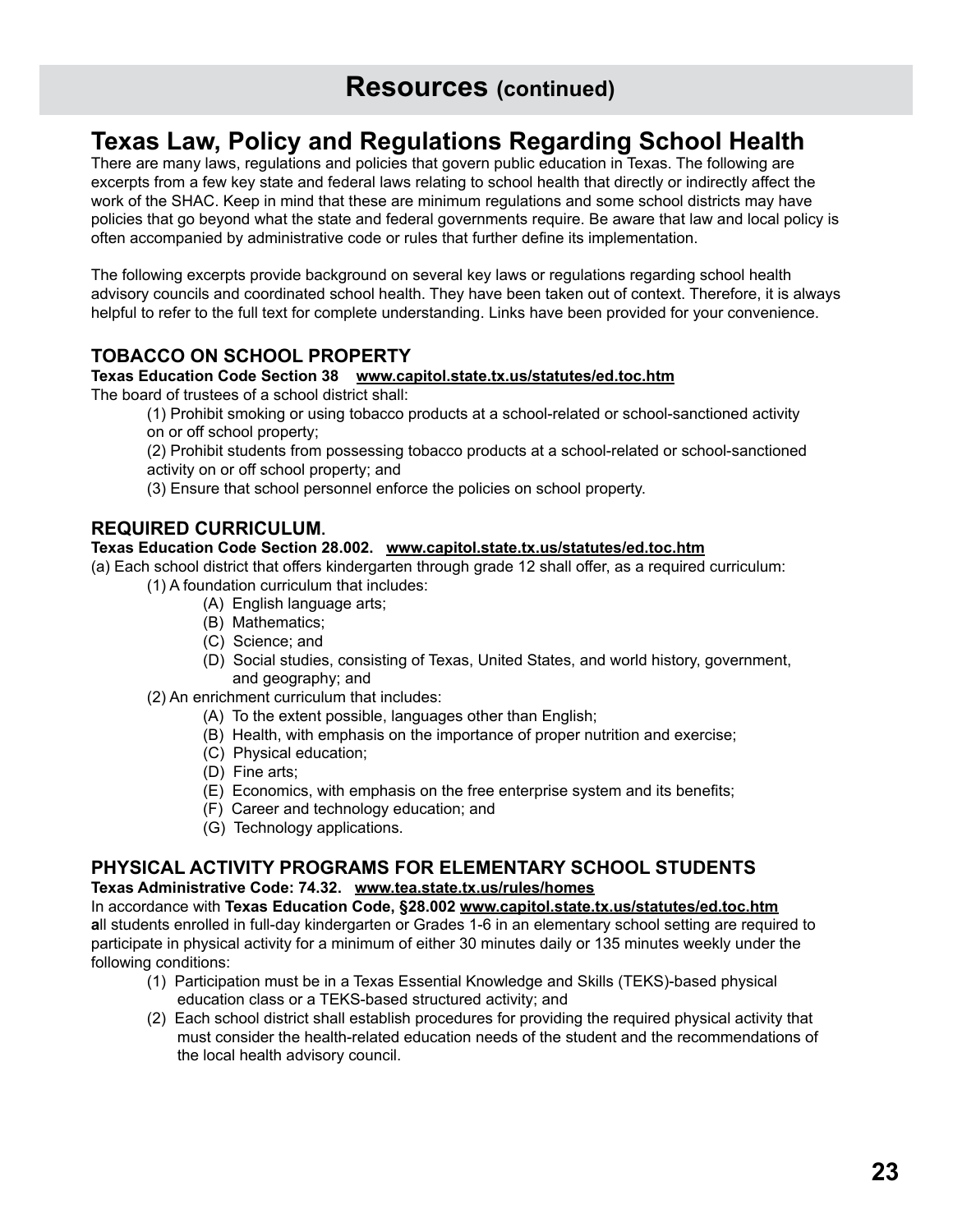# Resources (continued)

## Texas Law, Policy and Regulations Regarding School Health

There are many laws, regulations and policies that govern public education in Texas. The following are excerpts from a few key state and federal laws relating to school health that directly or indirectly affect the work of the SHAC. Keep in mind that these are minimum regulations and some school districts may have policies that go beyond what the state and federal governments require. Be aware that law and local policy is often accompanied by administrative code or rules that further define its implementation.

The following excerpts provide background on several key laws or regulations regarding school health advisory councils and coordinated school health. They have been taken out of context. Therefore, it is always helpful to refer to the full text for complete understanding. Links have been provided for your convenience.

### TOBACCO ON SCHOOL PROPERTY

**Texas Education Code Section 38 www.capitol.state.tx.us/statutes/ed.toc.htm**

The board of trustees of a school district shall:

(1) Prohibit smoking or using tobacco products at a school-related or school-sanctioned activity on or off school property;

(2) Prohibit students from possessing tobacco products at a school-related or school-sanctioned activity on or off school property; and

(3) Ensure that school personnel enforce the policies on school property.

### REQUIRED CURRICULUM.

**Texas Education Code Section 28.002. www.capitol.state.tx.us/statutes/ed.toc.htm**

(a) Each school district that offers kindergarten through grade 12 shall offer, as a required curriculum:

- (1) A foundation curriculum that includes:
  - (A) English language arts;
  - (B) Mathematics;
  - (C) Science; and
  - (D) Social studies, consisting of Texas, United States, and world history, government, and geography; and
- (2) An enrichment curriculum that includes:
  - (A) To the extent possible, languages other than English;
  - (B) Health, with emphasis on the importance of proper nutrition and exercise;
  - (C) Physical education;
  - (D) Fine arts;
  - (E) Economics, with emphasis on the free enterprise system and its benefits;
  - (F) Career and technology education; and
  - (G) Technology applications.

### PHYSICAL ACTIVITY PROGRAMS FOR ELEMENTARY SCHOOL STUDENTS

**Texas Administrative Code: 74.32. www.tea.state.tx.us/rules/homes**

In accordance with **Texas Education Code, §28.002 www.capitol.state.tx.us/statutes/ed.toc.htm** **a**ll students enrolled in full-day kindergarten or Grades 1-6 in an elementary school setting are required to participate in physical activity for a minimum of either 30 minutes daily or 135 minutes weekly under the following conditions:

(1) Participation must be in a Texas Essential Knowledge and Skills (TEKS)-based physical education class or a TEKS-based structured activity; and

(2) Each school district shall establish procedures for providing the required physical activity that must consider the health-related education needs of the student and the recommendations of the local health advisory council.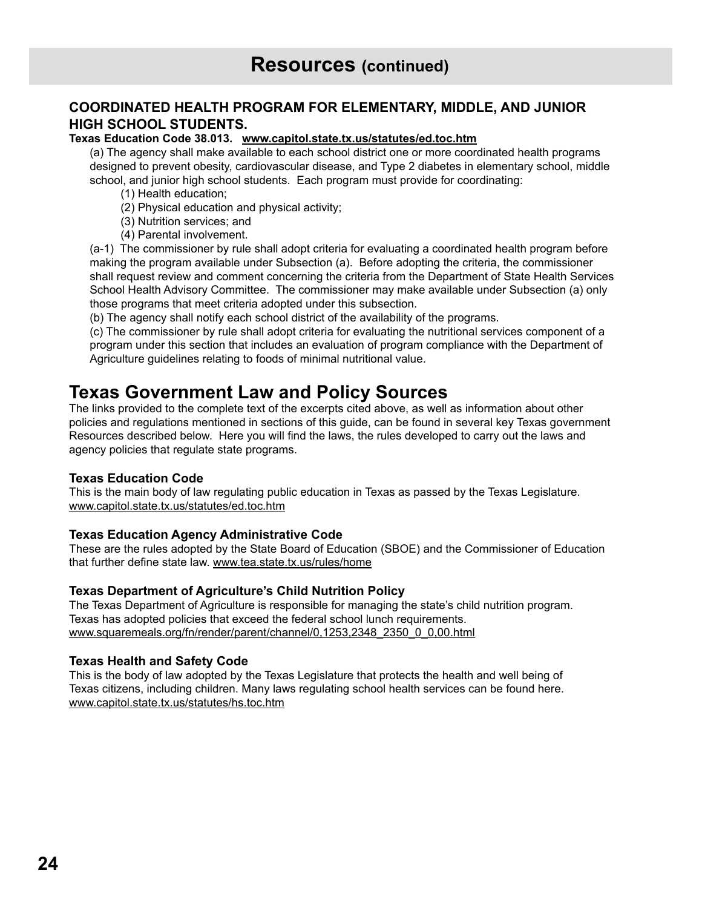# Resources (continued)

### COORDINATED HEALTH PROGRAM FOR ELEMENTARY, MIDDLE, AND JUNIOR HIGH SCHOOL STUDENTS.

**Texas Education Code 38.013. www.capitol.state.tx.us/statutes/ed.toc.htm**

(a) The agency shall make available to each school district one or more coordinated health programs designed to prevent obesity, cardiovascular disease, and Type 2 diabetes in elementary school, middle school, and junior high school students. Each program must provide for coordinating:

(1) Health education;

(2) Physical education and physical activity;

(3) Nutrition services; and

(4) Parental involvement.

(a-1) The commissioner by rule shall adopt criteria for evaluating a coordinated health program before making the program available under Subsection (a). Before adopting the criteria, the commissioner shall request review and comment concerning the criteria from the Department of State Health Services School Health Advisory Committee. The commissioner may make available under Subsection (a) only those programs that meet criteria adopted under this subsection.

(b) The agency shall notify each school district of the availability of the programs.

(c) The commissioner by rule shall adopt criteria for evaluating the nutritional services component of a program under this section that includes an evaluation of program compliance with the Department of Agriculture guidelines relating to foods of minimal nutritional value.

## Texas Government Law and Policy Sources

The links provided to the complete text of the excerpts cited above, as well as information about other policies and regulations mentioned in sections of this guide, can be found in several key Texas government Resources described below. Here you will find the laws, the rules developed to carry out the laws and agency policies that regulate state programs.

### Texas Education Code

This is the main body of law regulating public education in Texas as passed by the Texas Legislature.
www.capitol.state.tx.us/statutes/ed.toc.htm

### Texas Education Agency Administrative Code

These are the rules adopted by the State Board of Education (SBOE) and the Commissioner of Education that further define state law. www.tea.state.tx.us/rules/home

### Texas Department of Agriculture's Child Nutrition Policy

The Texas Department of Agriculture is responsible for managing the state's child nutrition program. Texas has adopted policies that exceed the federal school lunch requirements.
www.squaremeals.org/fn/render/parent/channel/0,1253,2348_2350_0_0,00.html

### Texas Health and Safety Code

This is the body of law adopted by the Texas Legislature that protects the health and well being of Texas citizens, including children. Many laws regulating school health services can be found here.
www.capitol.state.tx.us/statutes/hs.toc.htm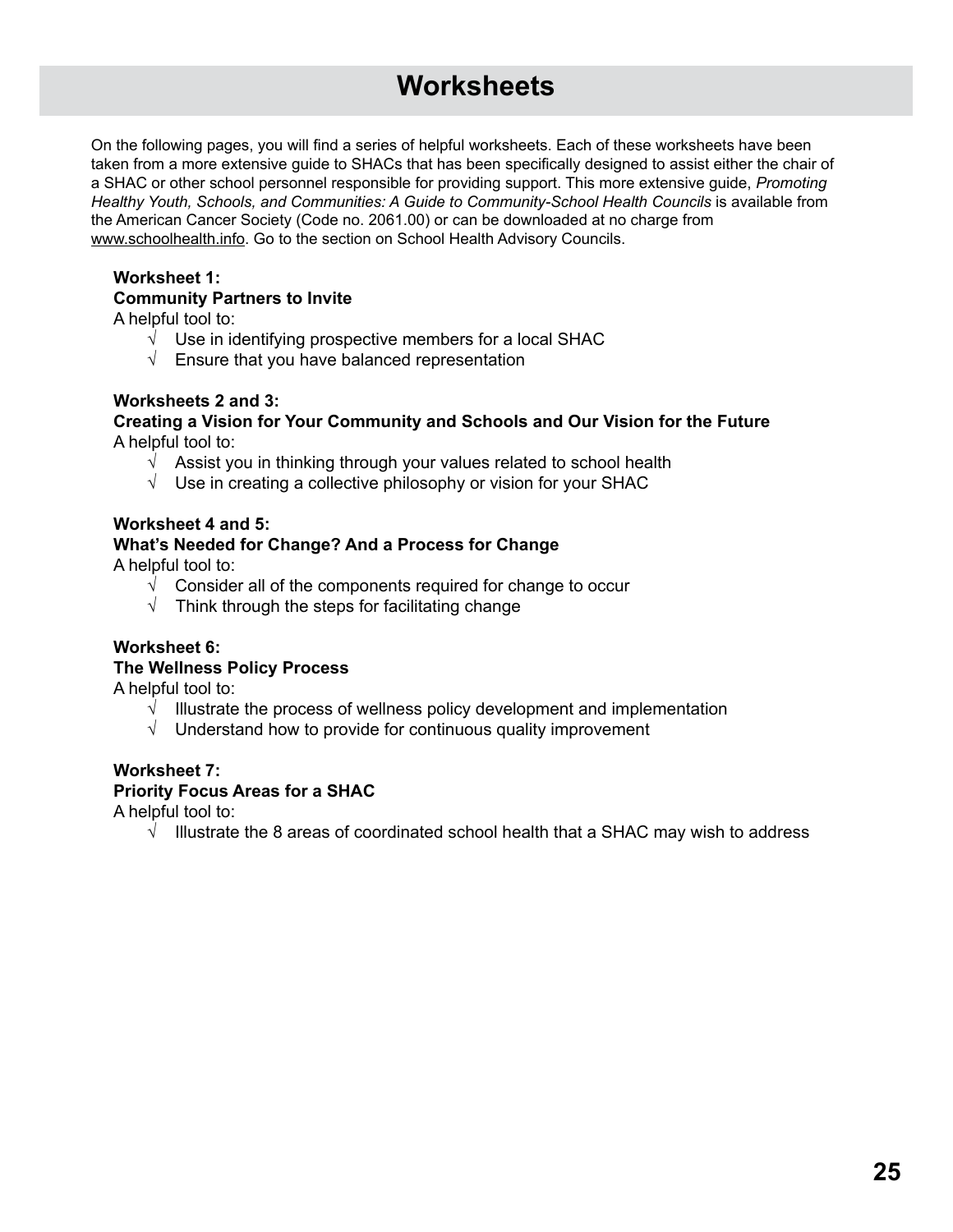# Worksheets

On the following pages, you will find a series of helpful worksheets. Each of these worksheets have been taken from a more extensive guide to SHACs that has been specifically designed to assist either the chair of a SHAC or other school personnel responsible for providing support. This more extensive guide, *Promoting Healthy Youth, Schools, and Communities: A Guide to Community-School Health Councils* is available from the American Cancer Society (Code no. 2061.00) or can be downloaded at no charge from www.schoolhealth.info. Go to the section on School Health Advisory Councils.

**Worksheet 1:**
**Community Partners to Invite**
A helpful tool to:

- √ Use in identifying prospective members for a local SHAC
- √ Ensure that you have balanced representation

**Worksheets 2 and 3:**
**Creating a Vision for Your Community and Schools and Our Vision for the Future**
A helpful tool to:

- √ Assist you in thinking through your values related to school health
- √ Use in creating a collective philosophy or vision for your SHAC

**Worksheet 4 and 5:**
**What's Needed for Change? And a Process for Change**
A helpful tool to:

- √ Consider all of the components required for change to occur
- √ Think through the steps for facilitating change

**Worksheet 6:**
**The Wellness Policy Process**
A helpful tool to:

- √ Illustrate the process of wellness policy development and implementation
- √ Understand how to provide for continuous quality improvement

**Worksheet 7:**
**Priority Focus Areas for a SHAC**
A helpful tool to:

- √ Illustrate the 8 areas of coordinated school health that a SHAC may wish to address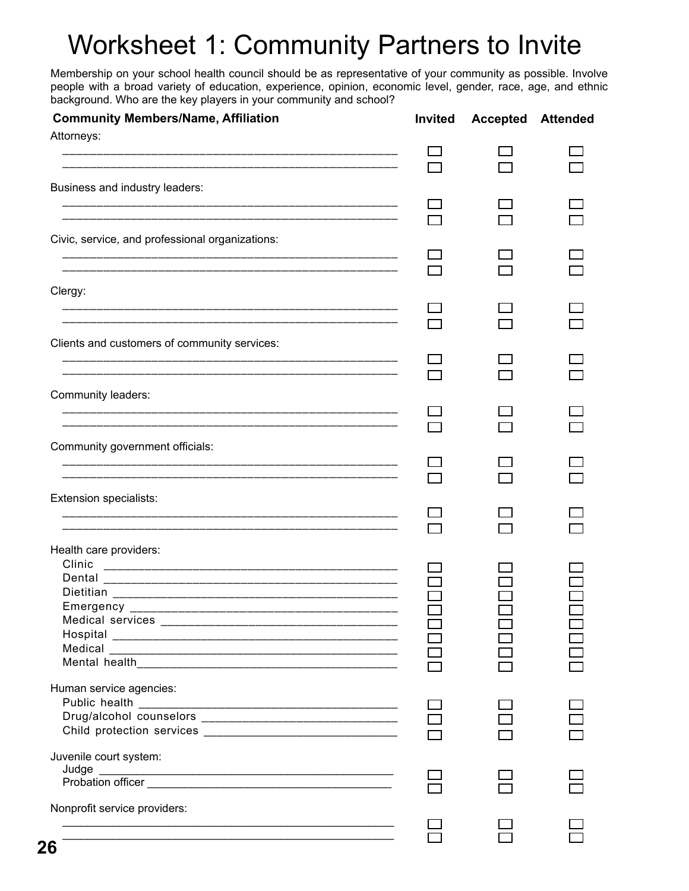# Worksheet 1: Community Partners to Invite

Membership on your school health council should be as representative of your community as possible. Involve people with a broad variety of education, experience, opinion, economic level, gender, race, age, and ethnic background. Who are the key players in your community and school?

| Community Members/Name, Affiliation | Invited | Accepted | Attended |
|---|---|---|---|
| **Attorneys:** | | | |
| ______________________________ | ☐ | ☐ | ☐ |
| ______________________________ | ☐ | ☐ | ☐ |
| **Business and industry leaders:** | | | |
| ______________________________ | ☐ | ☐ | ☐ |
| ______________________________ | ☐ | ☐ | ☐ |
| **Civic, service, and professional organizations:** | | | |
| ______________________________ | ☐ | ☐ | ☐ |
| ______________________________ | ☐ | ☐ | ☐ |
| **Clergy:** | | | |
| ______________________________ | ☐ | ☐ | ☐ |
| ______________________________ | ☐ | ☐ | ☐ |
| **Clients and customers of community services:** | | | |
| ______________________________ | ☐ | ☐ | ☐ |
| ______________________________ | ☐ | ☐ | ☐ |
| **Community leaders:** | | | |
| ______________________________ | ☐ | ☐ | ☐ |
| ______________________________ | ☐ | ☐ | ☐ |
| **Community government officials:** | | | |
| ______________________________ | ☐ | ☐ | ☐ |
| ______________________________ | ☐ | ☐ | ☐ |
| **Extension specialists:** | | | |
| ______________________________ | ☐ | ☐ | ☐ |
| ______________________________ | ☐ | ☐ | ☐ |
| **Health care providers:** | | | |
| Clinic ______________________________ | ☐ | ☐ | ☐ |
| Dental ______________________________ | ☐ | ☐ | ☐ |
| Dietitian ______________________________ | ☐ | ☐ | ☐ |
| Emergency ______________________________ | ☐ | ☐ | ☐ |
| Medical services ______________________________ | ☐ | ☐ | ☐ |
| Hospital ______________________________ | ☐ | ☐ | ☐ |
| Medical ______________________________ | ☐ | ☐ | ☐ |
| Mental health ______________________________ | ☐ | ☐ | ☐ |
| **Human service agencies:** | | | |
| Public health ______________________________ | ☐ | ☐ | ☐ |
| Drug/alcohol counselors ______________________________ | ☐ | ☐ | ☐ |
| Child protection services ______________________________ | ☐ | ☐ | ☐ |
| **Juvenile court system:** | | | |
| Judge ______________________________ | ☐ | ☐ | ☐ |
| Probation officer ______________________________ | ☐ | ☐ | ☐ |
| **Nonprofit service providers:** | | | |
| ______________________________ | ☐ | ☐ | ☐ |
| ______________________________ | ☐ | ☐ | ☐ |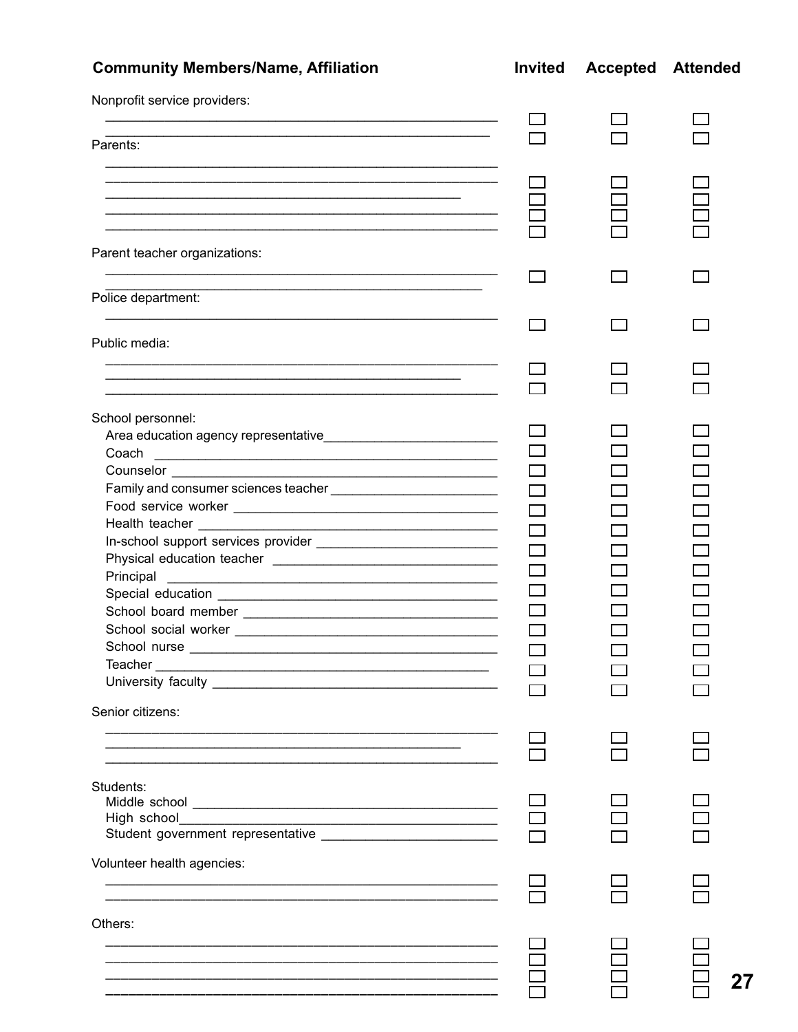| Community Members/Name, Affiliation | Invited | Accepted | Attended |
|---|---|---|---|
| **Nonprofit service providers:** | | | |
| ______________________________ | ☐ | ☐ | ☐ |
| ______________________________ | ☐ | ☐ | ☐ |
| **Parents:** | | | |
| ______________________________ | ☐ | ☐ | ☐ |
| ______________________________ | ☐ | ☐ | ☐ |
| ______________________________ | ☐ | ☐ | ☐ |
| ______________________________ | ☐ | ☐ | ☐ |
| **Parent teacher organizations:** | | | |
| ______________________________ | ☐ | ☐ | ☐ |
| **Police department:** | | | |
| ______________________________ | ☐ | ☐ | ☐ |
| **Public media:** | | | |
| ______________________________ | ☐ | ☐ | ☐ |
| ______________________________ | ☐ | ☐ | ☐ |
| **School personnel:** | | | |
| Area education agency representative ______ | ☐ | ☐ | ☐ |
| Coach ______ | ☐ | ☐ | ☐ |
| Counselor ______ | ☐ | ☐ | ☐ |
| Family and consumer sciences teacher ______ | ☐ | ☐ | ☐ |
| Food service worker ______ | ☐ | ☐ | ☐ |
| Health teacher ______ | ☐ | ☐ | ☐ |
| In-school support services provider ______ | ☐ | ☐ | ☐ |
| Physical education teacher ______ | ☐ | ☐ | ☐ |
| Principal ______ | ☐ | ☐ | ☐ |
| Special education ______ | ☐ | ☐ | ☐ |
| School board member ______ | ☐ | ☐ | ☐ |
| School social worker ______ | ☐ | ☐ | ☐ |
| School nurse ______ | ☐ | ☐ | ☐ |
| Teacher ______ | ☐ | ☐ | ☐ |
| University faculty ______ | ☐ | ☐ | ☐ |
| **Senior citizens:** | | | |
| ______________________________ | ☐ | ☐ | ☐ |
| ______________________________ | ☐ | ☐ | ☐ |
| **Students:** | | | |
| Middle school ______ | ☐ | ☐ | ☐ |
| High school ______ | ☐ | ☐ | ☐ |
| Student government representative ______ | ☐ | ☐ | ☐ |
| **Volunteer health agencies:** | | | |
| ______________________________ | ☐ | ☐ | ☐ |
| ______________________________ | ☐ | ☐ | ☐ |
| **Others:** | | | |
| ______________________________ | ☐ | ☐ | ☐ |
| ______________________________ | ☐ | ☐ | ☐ |
| ______________________________ | ☐ | ☐ | ☐ |
| ______________________________ | ☐ | ☐ | ☐ |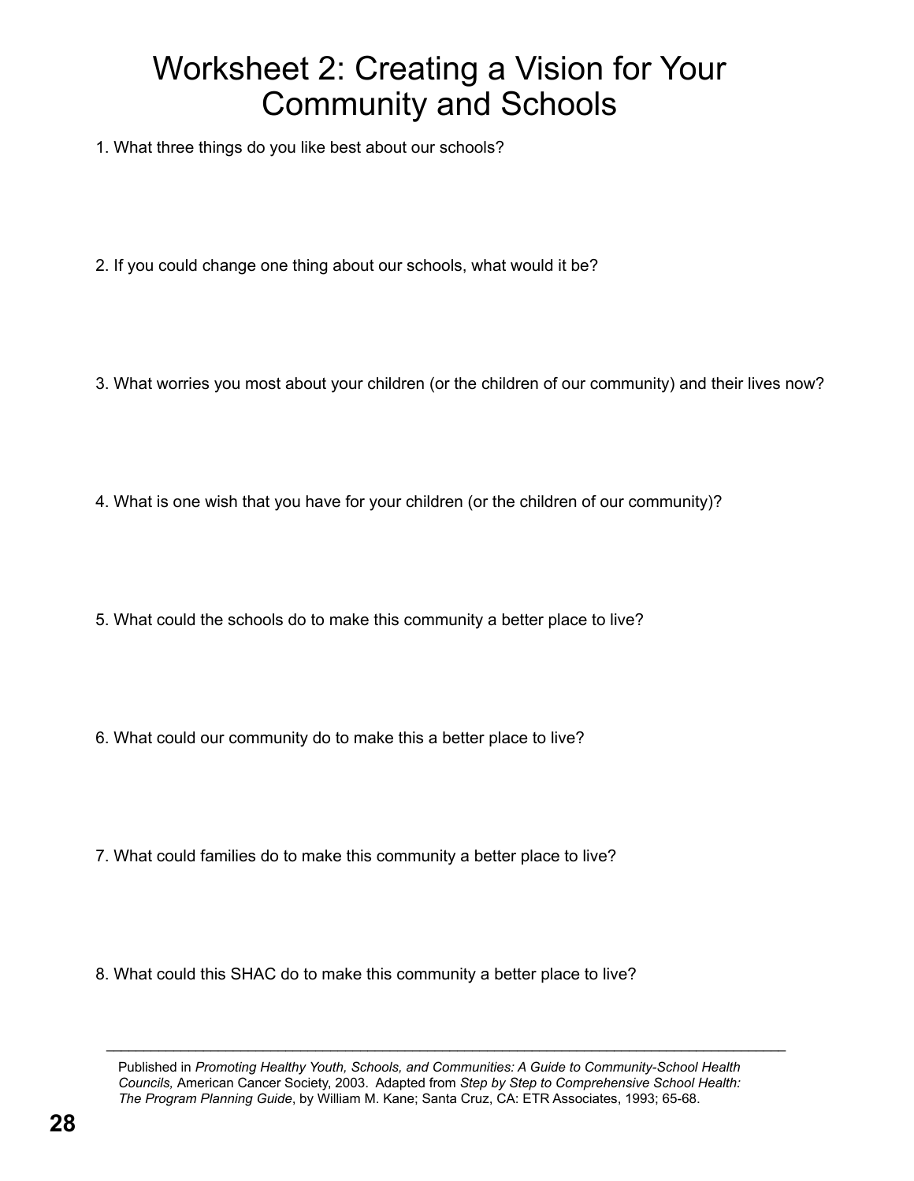# Worksheet 2: Creating a Vision for Your Community and Schools

1. What three things do you like best about our schools?

2. If you could change one thing about our schools, what would it be?

3. What worries you most about your children (or the children of our community) and their lives now?

4. What is one wish that you have for your children (or the children of our community)?

5. What could the schools do to make this community a better place to live?

6. What could our community do to make this a better place to live?

7. What could families do to make this community a better place to live?

8. What could this SHAC do to make this community a better place to live?

---

Published in *Promoting Healthy Youth, Schools, and Communities: A Guide to Community-School Health Councils,* American Cancer Society, 2003. Adapted from *Step by Step to Comprehensive School Health: The Program Planning Guide*, by William M. Kane; Santa Cruz, CA: ETR Associates, 1993; 65-68.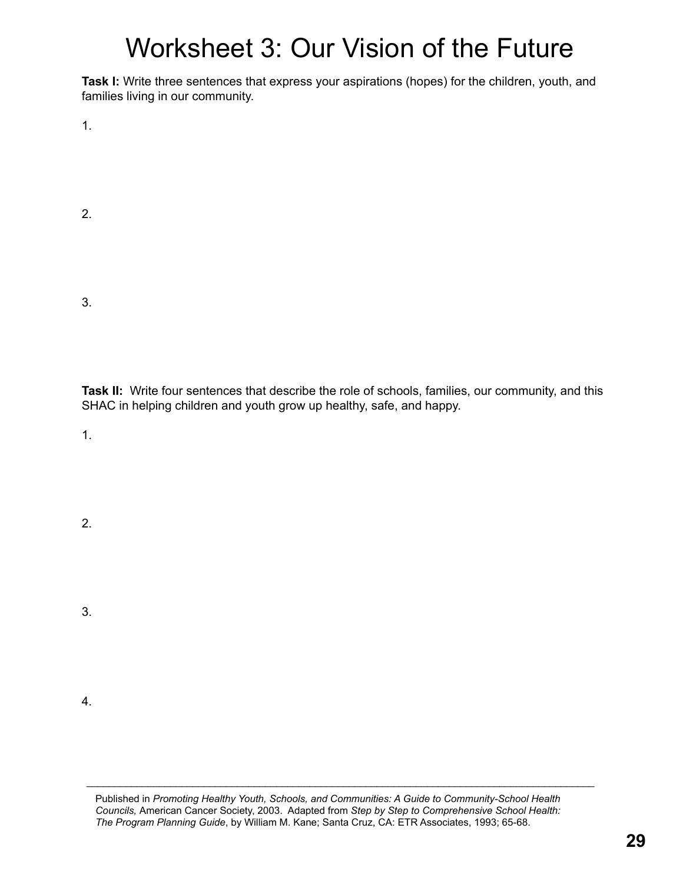# Worksheet 3: Our Vision of the Future

**Task I:** Write three sentences that express your aspirations (hopes) for the children, youth, and families living in our community.

1.

2.

3.

**Task II:** Write four sentences that describe the role of schools, families, our community, and this SHAC in helping children and youth grow up healthy, safe, and happy.

1.

2.

3.

4.

---

Published in *Promoting Healthy Youth, Schools, and Communities: A Guide to Community-School Health Councils,* American Cancer Society, 2003. Adapted from *Step by Step to Comprehensive School Health: The Program Planning Guide*, by William M. Kane; Santa Cruz, CA: ETR Associates, 1993; 65-68.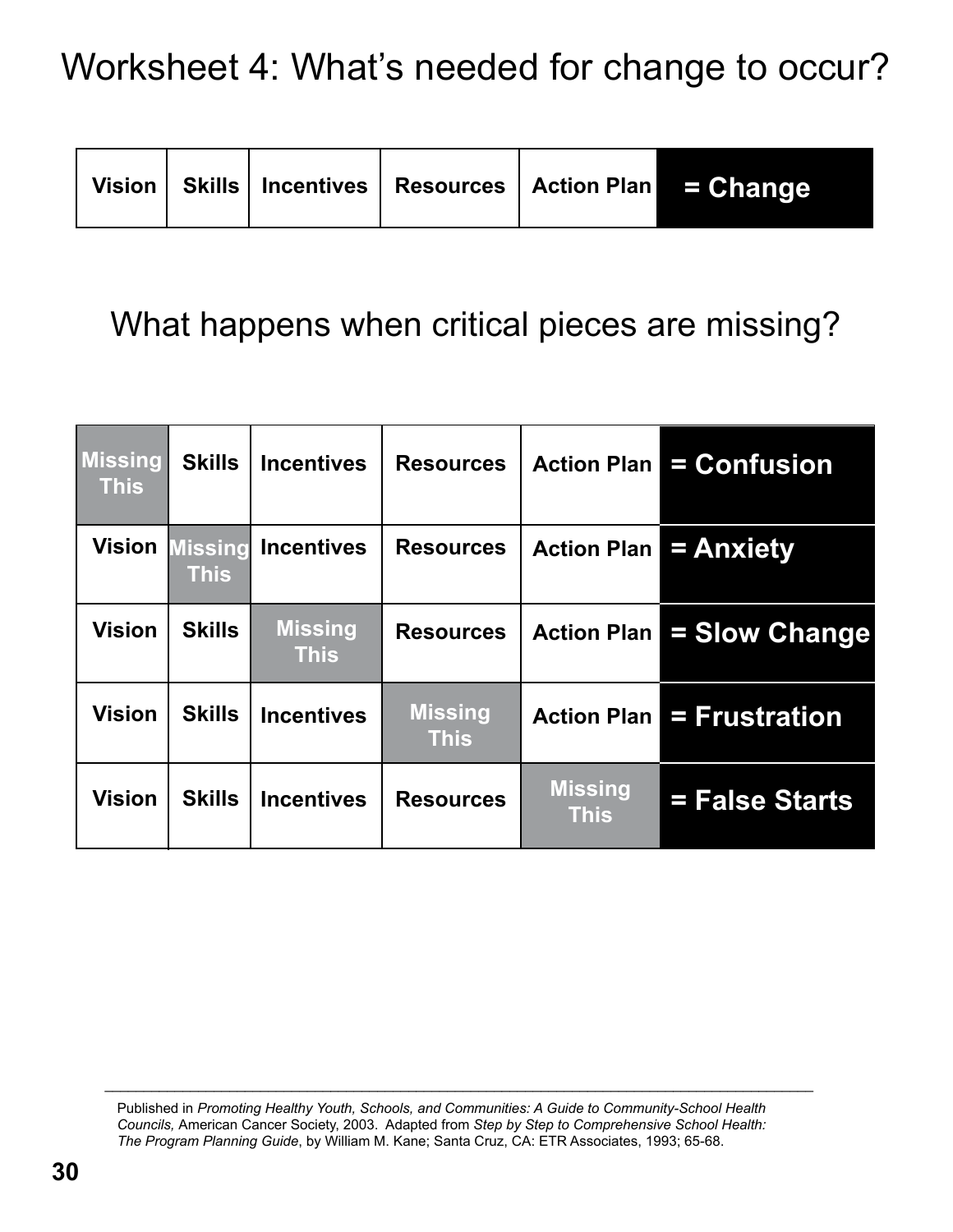# Worksheet 4: What's needed for change to occur?

| Vision | Skills | Incentives | Resources | Action Plan | = Change |
|---|---|---|---|---|---|

## What happens when critical pieces are missing?

| | | | | | |
|---|---|---|---|---|---|
| Missing This | Skills | Incentives | Resources | Action Plan | = Confusion |
| Vision | Missing This | Incentives | Resources | Action Plan | = Anxiety |
| Vision | Skills | Missing This | Resources | Action Plan | = Slow Change |
| Vision | Skills | Incentives | Missing This | Action Plan | = Frustration |
| Vision | Skills | Incentives | Resources | Missing This | = False Starts |

---

Published in *Promoting Healthy Youth, Schools, and Communities: A Guide to Community-School Health Councils,* American Cancer Society, 2003. Adapted from *Step by Step to Comprehensive School Health: The Program Planning Guide*, by William M. Kane; Santa Cruz, CA: ETR Associates, 1993; 65-68.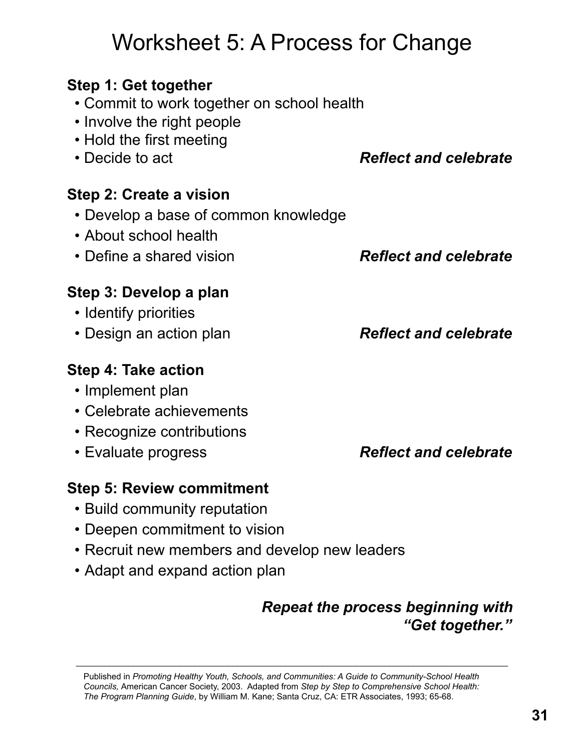# Worksheet 5: A Process for Change

**Step 1: Get together**

- Commit to work together on school health
- Involve the right people
- Hold the first meeting
- Decide to act

***Reflect and celebrate***

**Step 2: Create a vision**

- Develop a base of common knowledge
- About school health
- Define a shared vision

***Reflect and celebrate***

**Step 3: Develop a plan**

- Identify priorities
- Design an action plan

***Reflect and celebrate***

**Step 4: Take action**

- Implement plan
- Celebrate achievements
- Recognize contributions
- Evaluate progress

***Reflect and celebrate***

**Step 5: Review commitment**

- Build community reputation
- Deepen commitment to vision
- Recruit new members and develop new leaders
- Adapt and expand action plan

***Repeat the process beginning with "Get together."***

---

Published in *Promoting Healthy Youth, Schools, and Communities: A Guide to Community-School Health Councils,* American Cancer Society, 2003. Adapted from *Step by Step to Comprehensive School Health: The Program Planning Guide*, by William M. Kane; Santa Cruz, CA: ETR Associates, 1993; 65-68.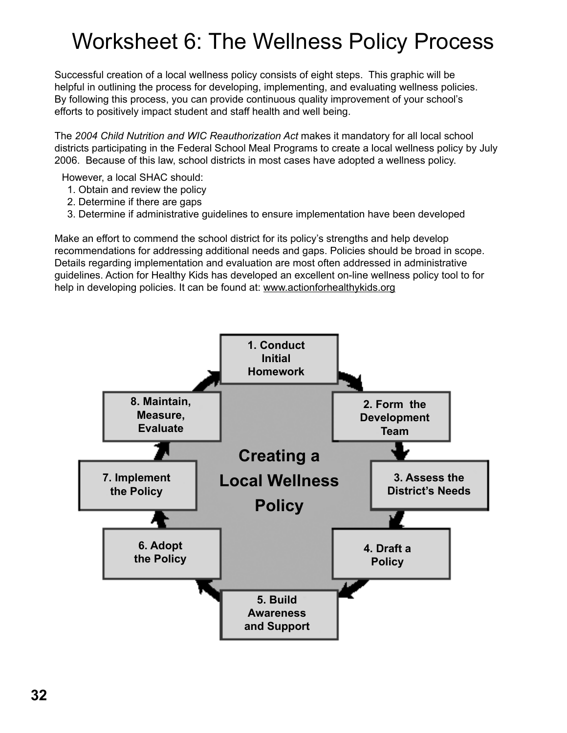# Worksheet 6: The Wellness Policy Process

Successful creation of a local wellness policy consists of eight steps. This graphic will be helpful in outlining the process for developing, implementing, and evaluating wellness policies. By following this process, you can provide continuous quality improvement of your school's efforts to positively impact student and staff health and well being.

The *2004 Child Nutrition and WIC Reauthorization Act* makes it mandatory for all local school districts participating in the Federal School Meal Programs to create a local wellness policy by July 2006. Because of this law, school districts in most cases have adopted a wellness policy.

However, a local SHAC should:

1. Obtain and review the policy
2. Determine if there are gaps
3. Determine if administrative guidelines to ensure implementation have been developed

Make an effort to commend the school district for its policy's strengths and help develop recommendations for addressing additional needs and gaps. Policies should be broad in scope. Details regarding implementation and evaluation are most often addressed in administrative guidelines. Action for Healthy Kids has developed an excellent on-line wellness policy tool to for help in developing policies. It can be found at: www.actionforhealthykids.org

**Creating a Local Wellness Policy**

1. **Conduct Initial Homework**
2. **Form the Development Team**
3. **Assess the District's Needs**
4. **Draft a Policy**
5. **Build Awareness and Support**
6. **Adopt the Policy**
7. **Implement the Policy**
8. **Maintain, Measure, Evaluate**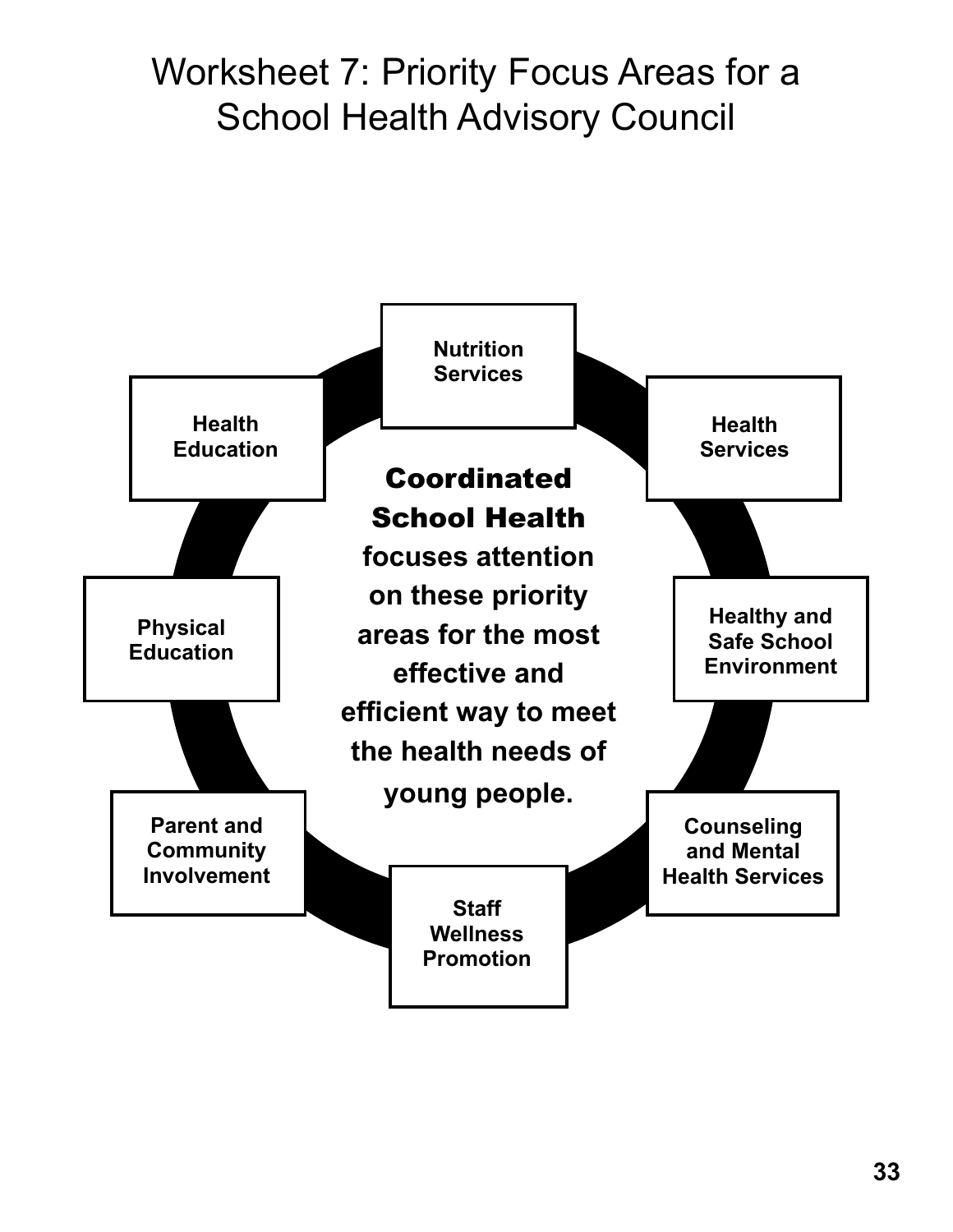# Worksheet 7: Priority Focus Areas for a School Health Advisory Council

**Nutrition Services**

**Health Services**

**Healthy and Safe School Environment**

**Counseling and Mental Health Services**

**Staff Wellness Promotion**

**Parent and Community Involvement**

**Physical Education**

**Health Education**

**Coordinated School Health focuses attention on these priority areas for the most effective and efficient way to meet the health needs of young people.**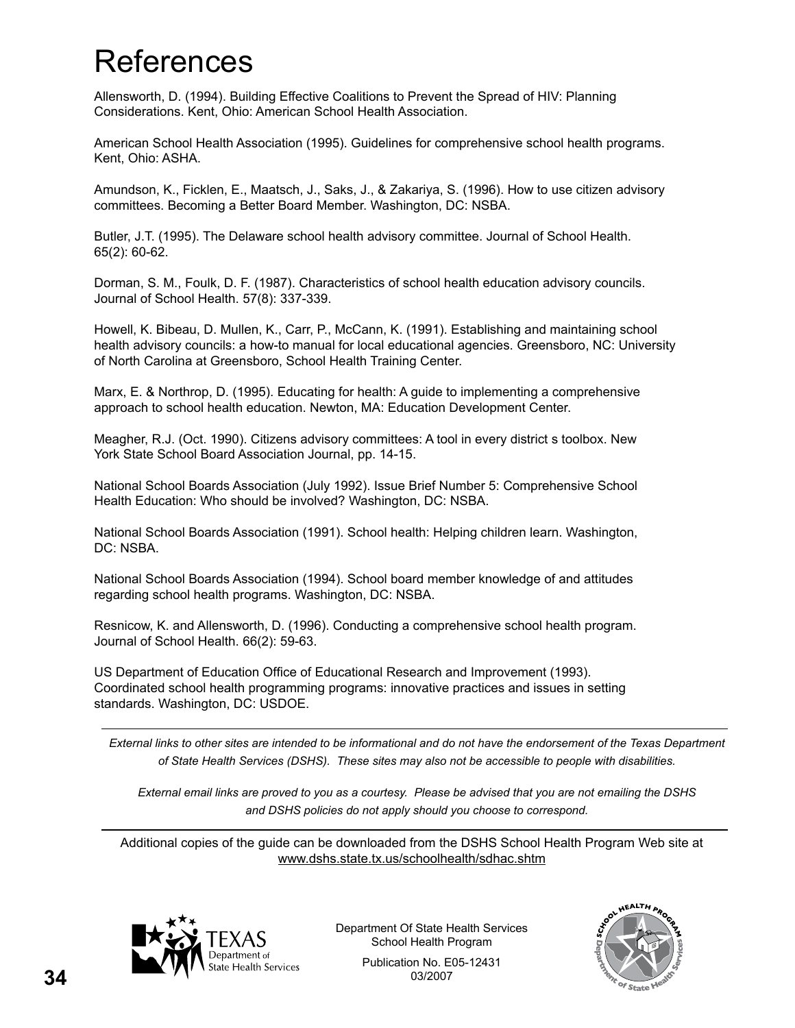# References

Allensworth, D. (1994). Building Effective Coalitions to Prevent the Spread of HIV: Planning Considerations. Kent, Ohio: American School Health Association.

American School Health Association (1995). Guidelines for comprehensive school health programs. Kent, Ohio: ASHA.

Amundson, K., Ficklen, E., Maatsch, J., Saks, J., & Zakariya, S. (1996). How to use citizen advisory committees. Becoming a Better Board Member. Washington, DC: NSBA.

Butler, J.T. (1995). The Delaware school health advisory committee. Journal of School Health. 65(2): 60-62.

Dorman, S. M., Foulk, D. F. (1987). Characteristics of school health education advisory councils. Journal of School Health. 57(8): 337-339.

Howell, K. Bibeau, D. Mullen, K., Carr, P., McCann, K. (1991). Establishing and maintaining school health advisory councils: a how-to manual for local educational agencies. Greensboro, NC: University of North Carolina at Greensboro, School Health Training Center.

Marx, E. & Northrop, D. (1995). Educating for health: A guide to implementing a comprehensive approach to school health education. Newton, MA: Education Development Center.

Meagher, R.J. (Oct. 1990). Citizens advisory committees: A tool in every district s toolbox. New York State School Board Association Journal, pp. 14-15.

National School Boards Association (July 1992). Issue Brief Number 5: Comprehensive School Health Education: Who should be involved? Washington, DC: NSBA.

National School Boards Association (1991). School health: Helping children learn. Washington, DC: NSBA.

National School Boards Association (1994). School board member knowledge of and attitudes regarding school health programs. Washington, DC: NSBA.

Resnicow, K. and Allensworth, D. (1996). Conducting a comprehensive school health program. Journal of School Health. 66(2): 59-63.

US Department of Education Office of Educational Research and Improvement (1993). Coordinated school health programming programs: innovative practices and issues in setting standards. Washington, DC: USDOE.

---

*External links to other sites are intended to be informational and do not have the endorsement of the Texas Department of State Health Services (DSHS). These sites may also not be accessible to people with disabilities.*

*External email links are proved to you as a courtesy. Please be advised that you are not emailing the DSHS and DSHS policies do not apply should you choose to correspond.*

---

Additional copies of the guide can be downloaded from the DSHS School Health Program Web site at www.dshs.state.tx.us/schoolhealth/sdhac.shtm

Department Of State Health Services
School Health Program

Publication No. E05-12431
03/2007